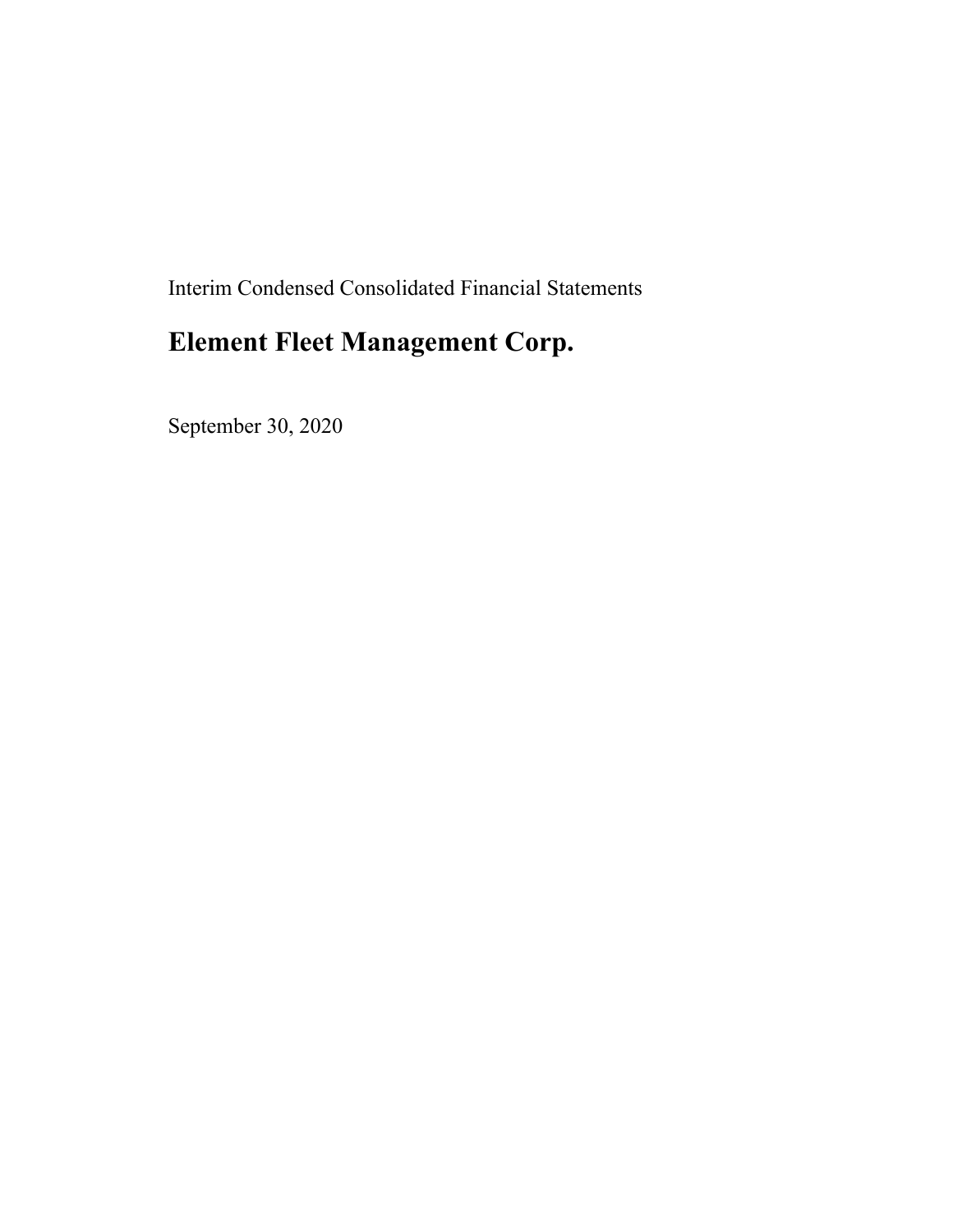Interim Condensed Consolidated Financial Statements

# Element Fleet Management Corp.

September 30, 2020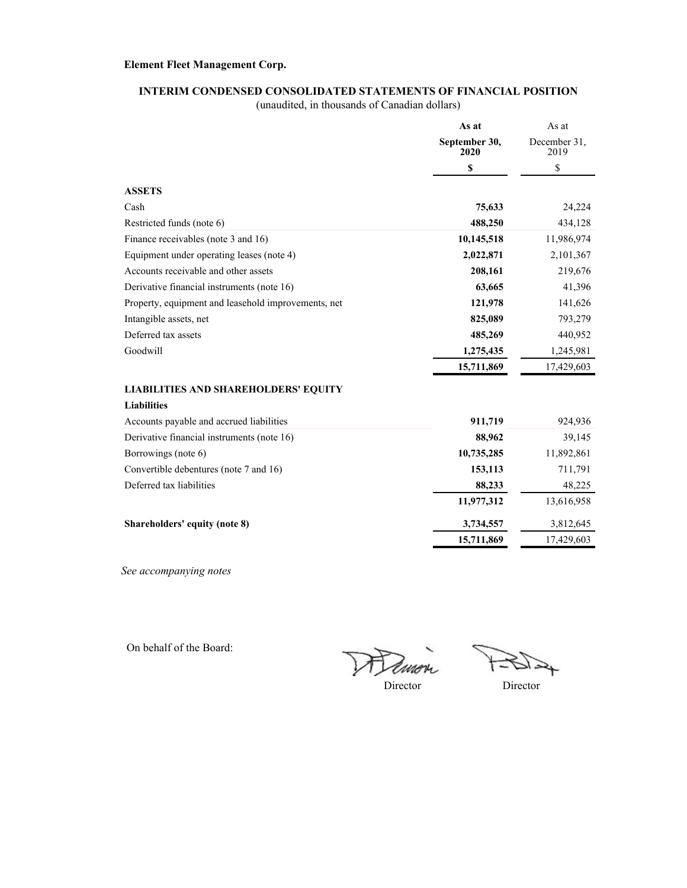**Element Fleet Management Corp.**

## INTERIM CONDENSED CONSOLIDATED STATEMENTS OF FINANCIAL POSITION

(unaudited, in thousands of Canadian dollars)

| | **As at September 30, 2020** | As at December 31, 2019 |
|---|---|---|
| | **$** | $ |
| **ASSETS** | | |
| Cash | **75,633** | 24,224 |
| Restricted funds (note 6) | **488,250** | 434,128 |
| Finance receivables (note 3 and 16) | **10,145,518** | 11,986,974 |
| Equipment under operating leases (note 4) | **2,022,871** | 2,101,367 |
| Accounts receivable and other assets | **208,161** | 219,676 |
| Derivative financial instruments (note 16) | **63,665** | 41,396 |
| Property, equipment and leasehold improvements, net | **121,978** | 141,626 |
| Intangible assets, net | **825,089** | 793,279 |
| Deferred tax assets | **485,269** | 440,952 |
| Goodwill | **1,275,435** | 1,245,981 |
| | **15,711,869** | 17,429,603 |
| **LIABILITIES AND SHAREHOLDERS' EQUITY** | | |
| **Liabilities** | | |
| Accounts payable and accrued liabilities | **911,719** | 924,936 |
| Derivative financial instruments (note 16) | **88,962** | 39,145 |
| Borrowings (note 6) | **10,735,285** | 11,892,861 |
| Convertible debentures (note 7 and 16) | **153,113** | 711,791 |
| Deferred tax liabilities | **88,233** | 48,225 |
| | **11,977,312** | 13,616,958 |
| **Shareholders' equity (note 8)** | **3,734,557** | 3,812,645 |
| | **15,711,869** | 17,429,603 |

*See accompanying notes*

On behalf of the Board:

Director Director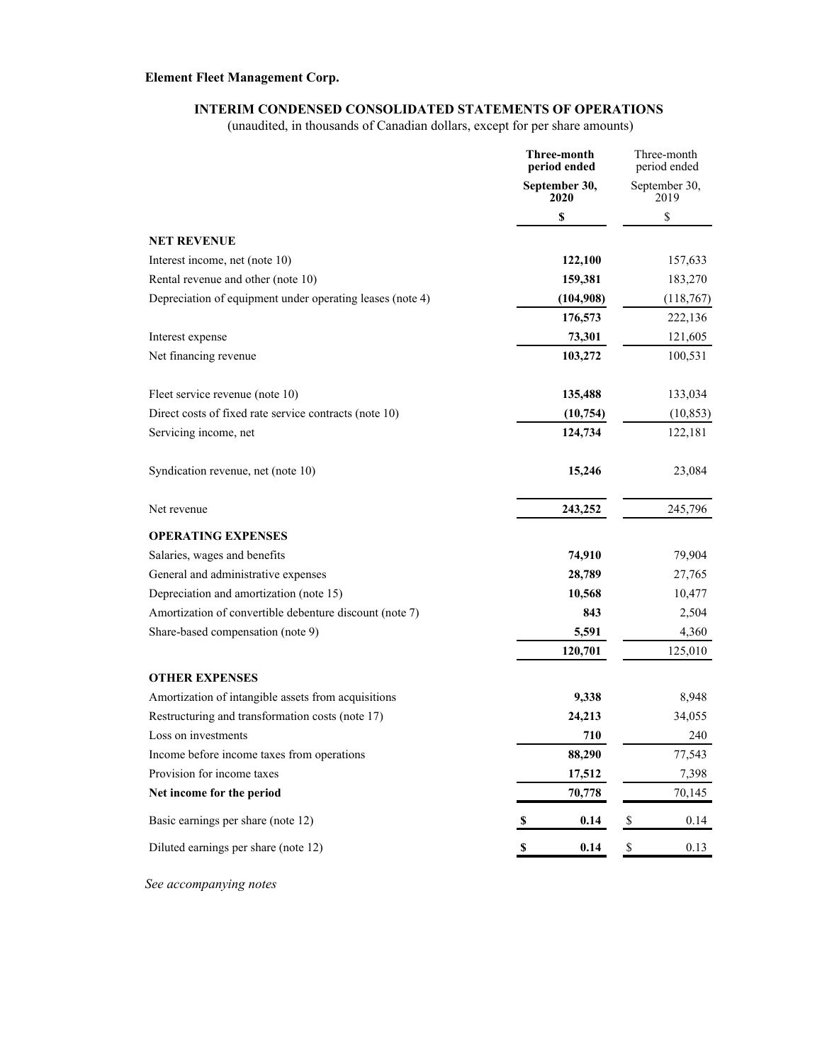**Element Fleet Management Corp.**

**INTERIM CONDENSED CONSOLIDATED STATEMENTS OF OPERATIONS**

(unaudited, in thousands of Canadian dollars, except for per share amounts)

| | **Three-month period ended September 30, 2020** | Three-month period ended September 30, 2019 |
|---|---|---|
| | **$** | $ |
| **NET REVENUE** | | |
| Interest income, net (note 10) | **122,100** | 157,633 |
| Rental revenue and other (note 10) | **159,381** | 183,270 |
| Depreciation of equipment under operating leases (note 4) | **(104,908)** | (118,767) |
| | **176,573** | 222,136 |
| Interest expense | **73,301** | 121,605 |
| Net financing revenue | **103,272** | 100,531 |
| | | |
| Fleet service revenue (note 10) | **135,488** | 133,034 |
| Direct costs of fixed rate service contracts (note 10) | **(10,754)** | (10,853) |
| Servicing income, net | **124,734** | 122,181 |
| | | |
| Syndication revenue, net (note 10) | **15,246** | 23,084 |
| | | |
| Net revenue | **243,252** | 245,796 |
| **OPERATING EXPENSES** | | |
| Salaries, wages and benefits | **74,910** | 79,904 |
| General and administrative expenses | **28,789** | 27,765 |
| Depreciation and amortization (note 15) | **10,568** | 10,477 |
| Amortization of convertible debenture discount (note 7) | **843** | 2,504 |
| Share-based compensation (note 9) | **5,591** | 4,360 |
| | **120,701** | 125,010 |
| **OTHER EXPENSES** | | |
| Amortization of intangible assets from acquisitions | **9,338** | 8,948 |
| Restructuring and transformation costs (note 17) | **24,213** | 34,055 |
| Loss on investments | **710** | 240 |
| Income before income taxes from operations | **88,290** | 77,543 |
| Provision for income taxes | **17,512** | 7,398 |
| **Net income for the period** | **70,778** | 70,145 |
| Basic earnings per share (note 12) | **$ 0.14** | $ 0.14 |
| Diluted earnings per share (note 12) | **$ 0.14** | $ 0.13 |

*See accompanying notes*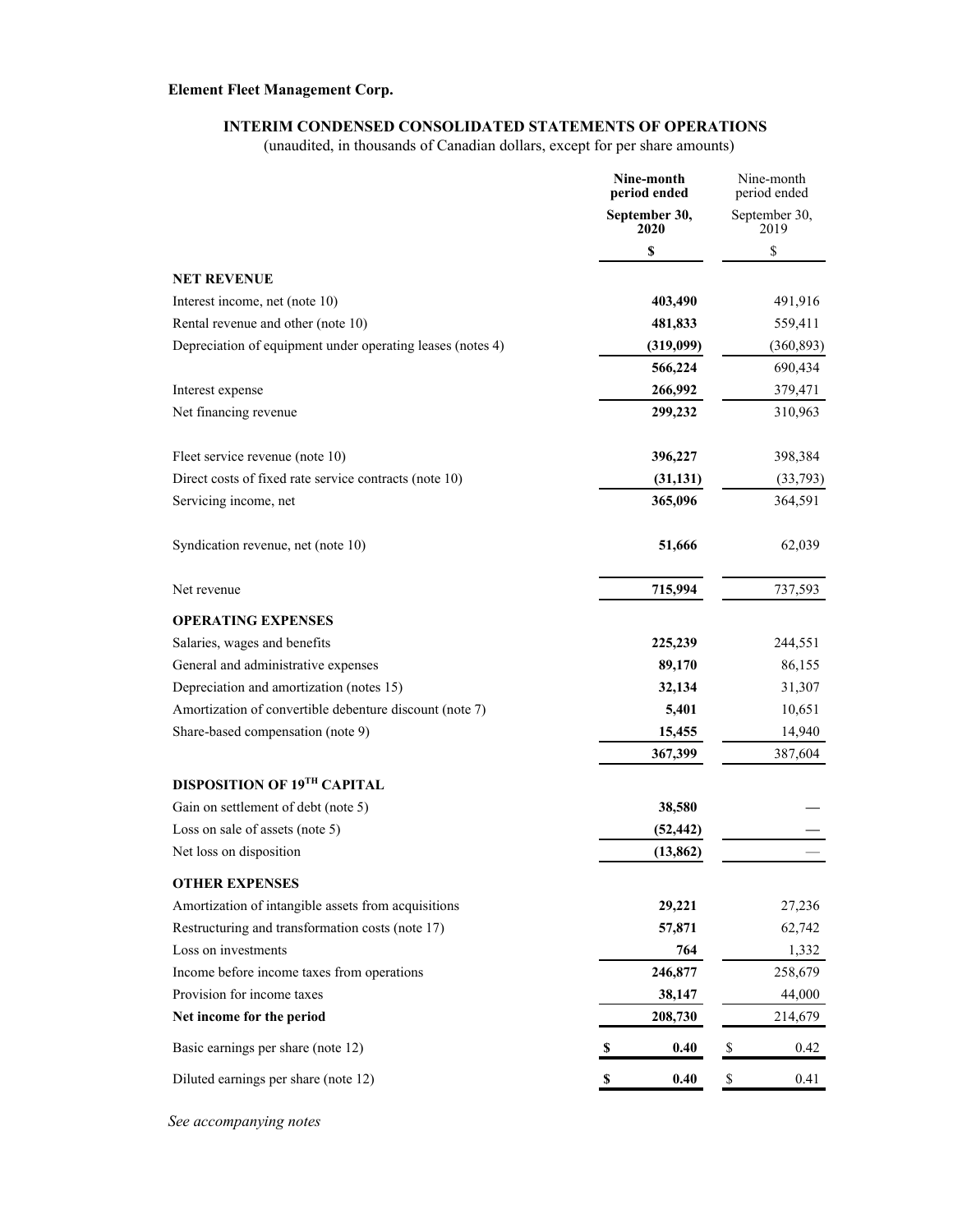**Element Fleet Management Corp.**

## INTERIM CONDENSED CONSOLIDATED STATEMENTS OF OPERATIONS

(unaudited, in thousands of Canadian dollars, except for per share amounts)

| | **Nine-month period ended September 30, 2020** | Nine-month period ended September 30, 2019 |
|---|---|---|
| | **$** | $ |
| **NET REVENUE** | | |
| Interest income, net (note 10) | **403,490** | 491,916 |
| Rental revenue and other (note 10) | **481,833** | 559,411 |
| Depreciation of equipment under operating leases (notes 4) | **(319,099)** | (360,893) |
| | **566,224** | 690,434 |
| Interest expense | **266,992** | 379,471 |
| Net financing revenue | **299,232** | 310,963 |
| | | |
| Fleet service revenue (note 10) | **396,227** | 398,384 |
| Direct costs of fixed rate service contracts (note 10) | **(31,131)** | (33,793) |
| Servicing income, net | **365,096** | 364,591 |
| | | |
| Syndication revenue, net (note 10) | **51,666** | 62,039 |
| | | |
| Net revenue | **715,994** | 737,593 |
| **OPERATING EXPENSES** | | |
| Salaries, wages and benefits | **225,239** | 244,551 |
| General and administrative expenses | **89,170** | 86,155 |
| Depreciation and amortization (notes 15) | **32,134** | 31,307 |
| Amortization of convertible debenture discount (note 7) | **5,401** | 10,651 |
| Share-based compensation (note 9) | **15,455** | 14,940 |
| | **367,399** | 387,604 |
| **DISPOSITION OF 19TH CAPITAL** | | |
| Gain on settlement of debt (note 5) | **38,580** | — |
| Loss on sale of assets (note 5) | **(52,442)** | — |
| Net loss on disposition | **(13,862)** | — |
| **OTHER EXPENSES** | | |
| Amortization of intangible assets from acquisitions | **29,221** | 27,236 |
| Restructuring and transformation costs (note 17) | **57,871** | 62,742 |
| Loss on investments | **764** | 1,332 |
| Income before income taxes from operations | **246,877** | 258,679 |
| Provision for income taxes | **38,147** | 44,000 |
| **Net income for the period** | **208,730** | 214,679 |
| Basic earnings per share (note 12) | **$ 0.40** | $ 0.42 |
| Diluted earnings per share (note 12) | **$ 0.40** | $ 0.41 |

*See accompanying notes*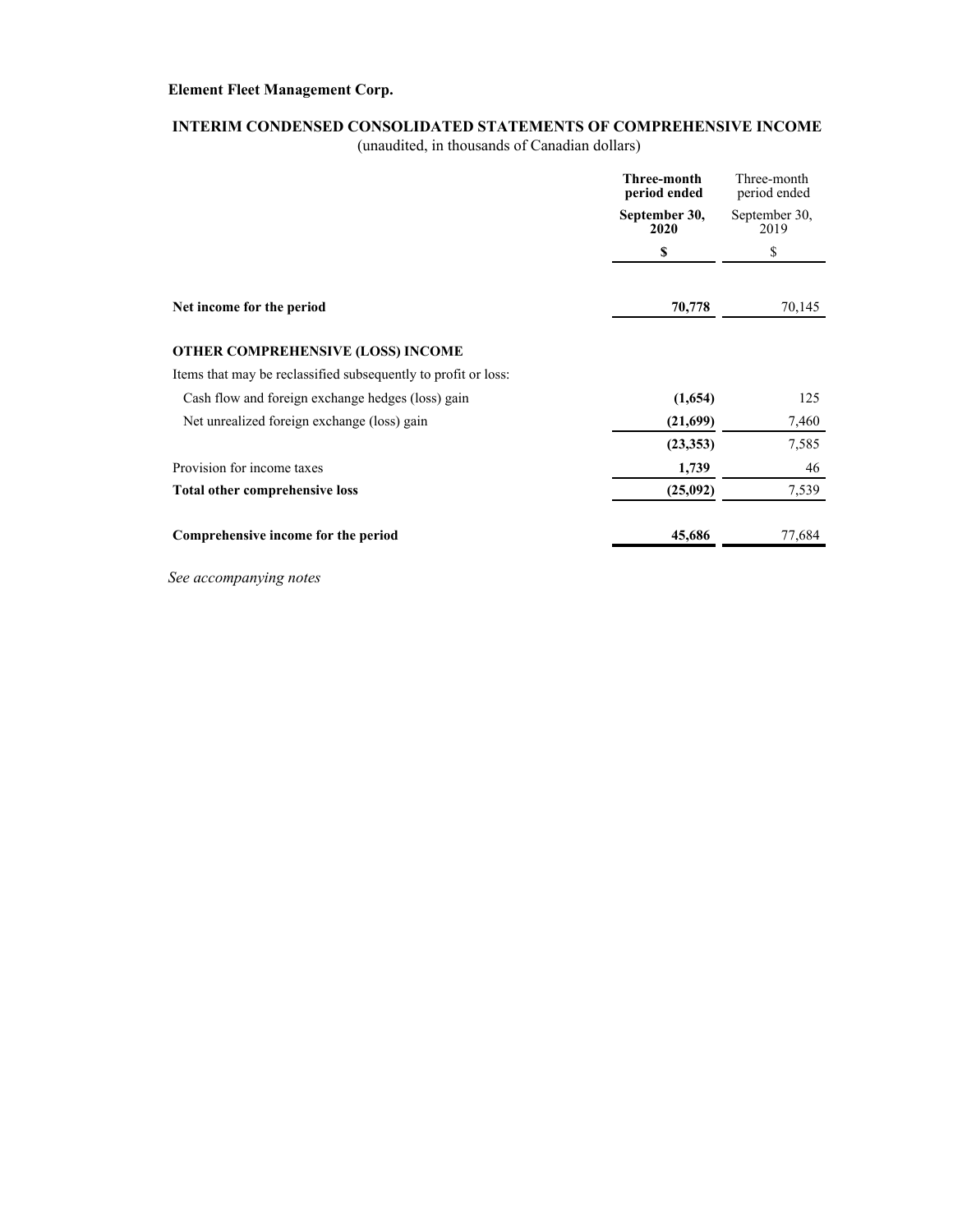**Element Fleet Management Corp.**

**INTERIM CONDENSED CONSOLIDATED STATEMENTS OF COMPREHENSIVE INCOME**

(unaudited, in thousands of Canadian dollars)

| | **Three-month period ended September 30, 2020** | Three-month period ended September 30, 2019 |
|---|---|---|
| | **$** | $ |
| **Net income for the period** | **70,778** | 70,145 |
| **OTHER COMPREHENSIVE (LOSS) INCOME** | | |
| Items that may be reclassified subsequently to profit or loss: | | |
| Cash flow and foreign exchange hedges (loss) gain | **(1,654)** | 125 |
| Net unrealized foreign exchange (loss) gain | **(21,699)** | 7,460 |
| | **(23,353)** | 7,585 |
| Provision for income taxes | **1,739** | 46 |
| **Total other comprehensive loss** | **(25,092)** | 7,539 |
| **Comprehensive income for the period** | **45,686** | 77,684 |

*See accompanying notes*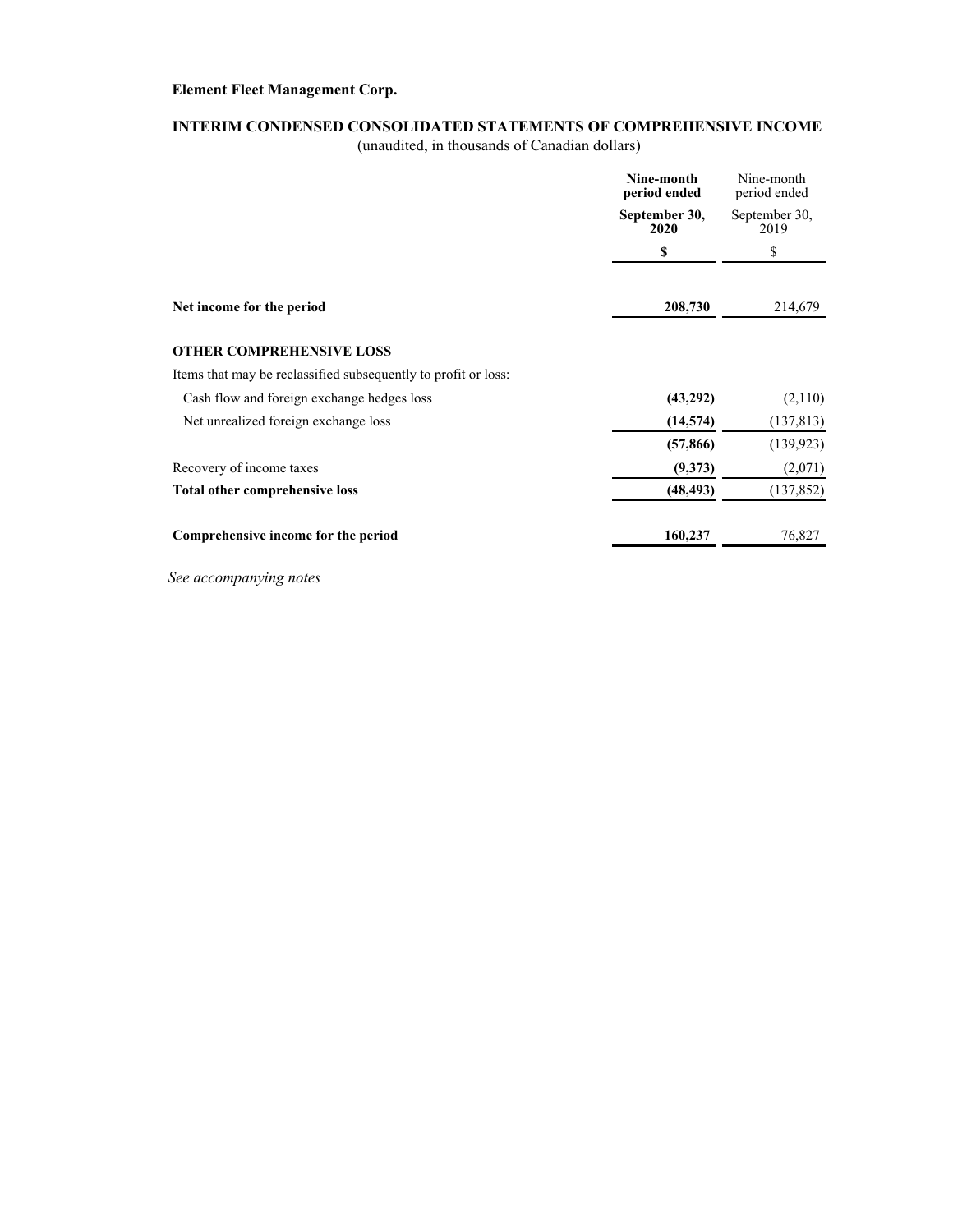**Element Fleet Management Corp.**

**INTERIM CONDENSED CONSOLIDATED STATEMENTS OF COMPREHENSIVE INCOME**

(unaudited, in thousands of Canadian dollars)

| | **Nine-month period ended September 30, 2020** | Nine-month period ended September 30, 2019 |
|---|---|---|
| | **$** | $ |
| **Net income for the period** | **208,730** | 214,679 |
| **OTHER COMPREHENSIVE LOSS** | | |
| Items that may be reclassified subsequently to profit or loss: | | |
| Cash flow and foreign exchange hedges loss | **(43,292)** | (2,110) |
| Net unrealized foreign exchange loss | **(14,574)** | (137,813) |
| | **(57,866)** | (139,923) |
| Recovery of income taxes | **(9,373)** | (2,071) |
| **Total other comprehensive loss** | **(48,493)** | (137,852) |
| **Comprehensive income for the period** | **160,237** | 76,827 |

*See accompanying notes*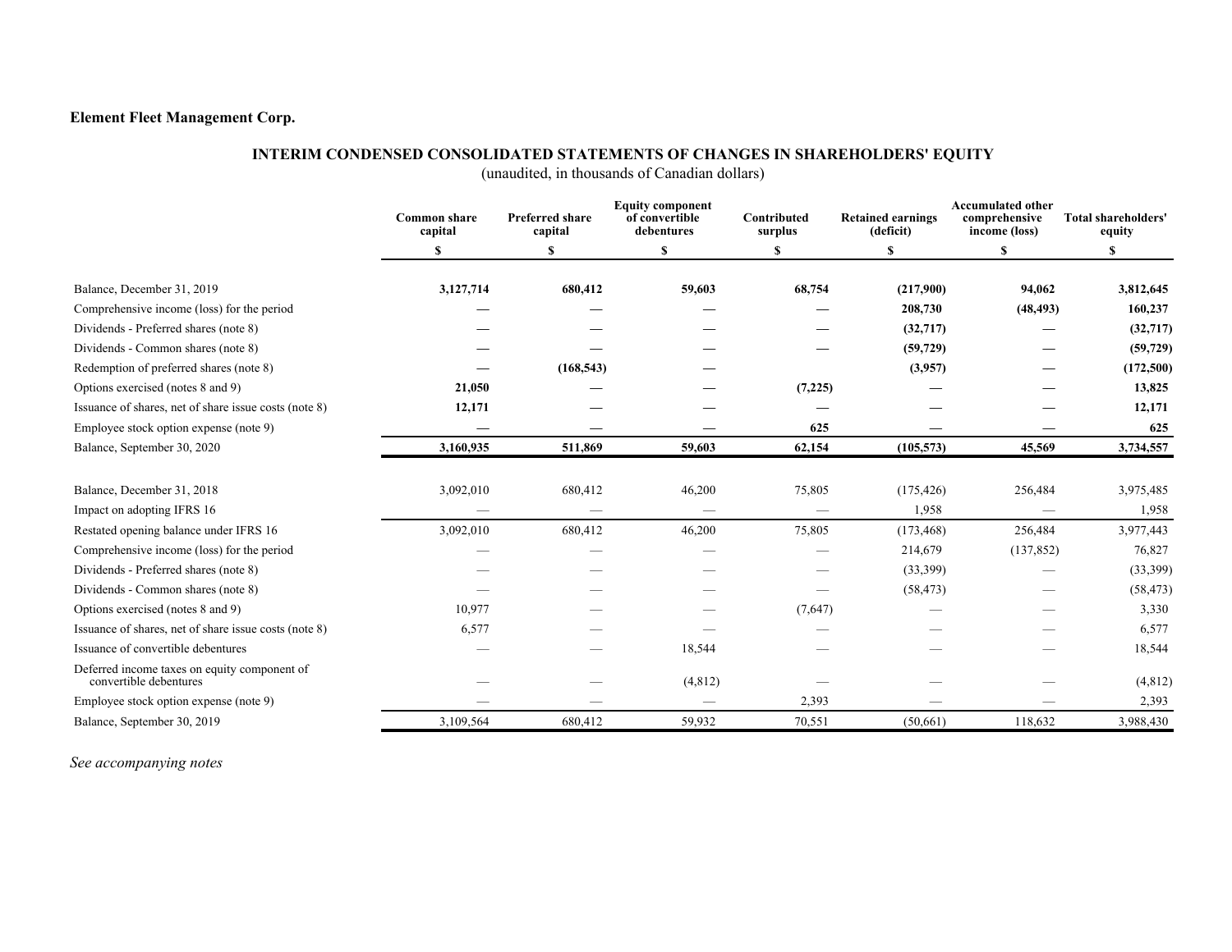**Element Fleet Management Corp.**

## INTERIM CONDENSED CONSOLIDATED STATEMENTS OF CHANGES IN SHAREHOLDERS' EQUITY

(unaudited, in thousands of Canadian dollars)

| | Common share capital | Preferred share capital | Equity component of convertible debentures | Contributed surplus | Retained earnings (deficit) | Accumulated other comprehensive income (loss) | Total shareholders' equity |
|---|---|---|---|---|---|---|---|
| | $ | $ | $ | $ | $ | $ | $ |
| Balance, December 31, 2019 | **3,127,714** | **680,412** | **59,603** | **68,754** | **(217,900)** | **94,062** | **3,812,645** |
| Comprehensive income (loss) for the period | **—** | **—** | **—** | **—** | **208,730** | **(48,493)** | **160,237** |
| Dividends - Preferred shares (note 8) | **—** | **—** | **—** | **—** | **(32,717)** | **—** | **(32,717)** |
| Dividends - Common shares (note 8) | **—** | **—** | **—** | **—** | **(59,729)** | **—** | **(59,729)** |
| Redemption of preferred shares (note 8) | **—** | **(168,543)** | **—** | | **(3,957)** | **—** | **(172,500)** |
| Options exercised (notes 8 and 9) | **21,050** | **—** | **—** | **(7,225)** | **—** | **—** | **13,825** |
| Issuance of shares, net of share issue costs (note 8) | **12,171** | **—** | **—** | **—** | **—** | **—** | **12,171** |
| Employee stock option expense (note 9) | **—** | **—** | **—** | **625** | **—** | **—** | **625** |
| Balance, September 30, 2020 | **3,160,935** | **511,869** | **59,603** | **62,154** | **(105,573)** | **45,569** | **3,734,557** |
| | | | | | | | |
| Balance, December 31, 2018 | 3,092,010 | 680,412 | 46,200 | 75,805 | (175,426) | 256,484 | 3,975,485 |
| Impact on adopting IFRS 16 | — | — | — | — | 1,958 | — | 1,958 |
| Restated opening balance under IFRS 16 | 3,092,010 | 680,412 | 46,200 | 75,805 | (173,468) | 256,484 | 3,977,443 |
| Comprehensive income (loss) for the period | — | — | — | — | 214,679 | (137,852) | 76,827 |
| Dividends - Preferred shares (note 8) | — | — | — | — | (33,399) | — | (33,399) |
| Dividends - Common shares (note 8) | — | — | — | — | (58,473) | — | (58,473) |
| Options exercised (notes 8 and 9) | 10,977 | — | — | (7,647) | — | — | 3,330 |
| Issuance of shares, net of share issue costs (note 8) | 6,577 | — | — | — | — | — | 6,577 |
| Issuance of convertible debentures | — | — | 18,544 | — | — | — | 18,544 |
| Deferred income taxes on equity component of convertible debentures | — | — | (4,812) | — | — | — | (4,812) |
| Employee stock option expense (note 9) | — | — | — | 2,393 | — | — | 2,393 |
| Balance, September 30, 2019 | 3,109,564 | 680,412 | 59,932 | 70,551 | (50,661) | 118,632 | 3,988,430 |

*See accompanying notes*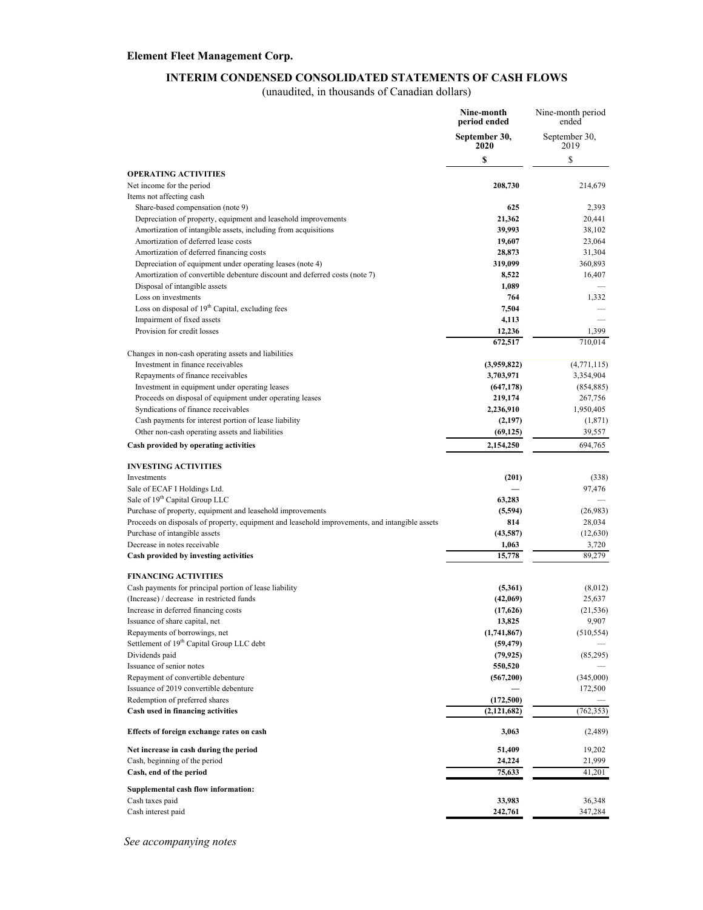**Element Fleet Management Corp.**

## INTERIM CONDENSED CONSOLIDATED STATEMENTS OF CASH FLOWS

(unaudited, in thousands of Canadian dollars)

| | Nine-month period ended | Nine-month period ended |
|---|---|---|
| | September 30, 2020 | September 30, 2019 |
| | $ | $ |
| **OPERATING ACTIVITIES** | | |
| Net income for the period | **208,730** | 214,679 |
| Items not affecting cash | | |
| Share-based compensation (note 9) | **625** | 2,393 |
| Depreciation of property, equipment and leasehold improvements | **21,362** | 20,441 |
| Amortization of intangible assets, including from acquisitions | **39,993** | 38,102 |
| Amortization of deferred lease costs | **19,607** | 23,064 |
| Amortization of deferred financing costs | **28,873** | 31,304 |
| Depreciation of equipment under operating leases (note 4) | **319,099** | 360,893 |
| Amortization of convertible debenture discount and deferred costs (note 7) | **8,522** | 16,407 |
| Disposal of intangible assets | **1,089** | — |
| Loss on investments | **764** | 1,332 |
| Loss on disposal of 19th Capital, excluding fees | **7,504** | — |
| Impairment of fixed assets | **4,113** | — |
| Provision for credit losses | **12,236** | 1,399 |
| | **672,517** | 710,014 |
| Changes in non-cash operating assets and liabilities | | |
| Investment in finance receivables | **(3,959,822)** | (4,771,115) |
| Repayments of finance receivables | **3,703,971** | 3,354,904 |
| Investment in equipment under operating leases | **(647,178)** | (854,885) |
| Proceeds on disposal of equipment under operating leases | **219,174** | 267,756 |
| Syndications of finance receivables | **2,236,910** | 1,950,405 |
| Cash payments for interest portion of lease liability | **(2,197)** | (1,871) |
| Other non-cash operating assets and liabilities | **(69,125)** | 39,557 |
| **Cash provided by operating activities** | **2,154,250** | 694,765 |
| **INVESTING ACTIVITIES** | | |
| Investments | **(201)** | (338) |
| Sale of ECAF I Holdings Ltd. | **—** | 97,476 |
| Sale of 19th Capital Group LLC | **63,283** | — |
| Purchase of property, equipment and leasehold improvements | **(5,594)** | (26,983) |
| Proceeds on disposals of property, equipment and leasehold improvements, and intangible assets | **814** | 28,034 |
| Purchase of intangible assets | **(43,587)** | (12,630) |
| Decrease in notes receivable | **1,063** | 3,720 |
| **Cash provided by investing activities** | **15,778** | 89,279 |
| **FINANCING ACTIVITIES** | | |
| Cash payments for principal portion of lease liability | **(5,361)** | (8,012) |
| (Increase) / decrease in restricted funds | **(42,069)** | 25,637 |
| Increase in deferred financing costs | **(17,626)** | (21,536) |
| Issuance of share capital, net | **13,825** | 9,907 |
| Repayments of borrowings, net | **(1,741,867)** | (510,554) |
| Settlement of 19th Capital Group LLC debt | **(59,479)** | — |
| Dividends paid | **(79,925)** | (85,295) |
| Issuance of senior notes | **550,520** | — |
| Repayment of convertible debenture | **(567,200)** | (345,000) |
| Issuance of 2019 convertible debenture | **—** | 172,500 |
| Redemption of preferred shares | **(172,500)** | — |
| **Cash used in financing activities** | **(2,121,682)** | (762,353) |
| **Effects of foreign exchange rates on cash** | **3,063** | (2,489) |
| **Net increase in cash during the period** | **51,409** | 19,202 |
| Cash, beginning of the period | **24,224** | 21,999 |
| **Cash, end of the period** | **75,633** | 41,201 |
| **Supplemental cash flow information:** | | |
| Cash taxes paid | **33,983** | 36,348 |
| Cash interest paid | **242,761** | 347,284 |

*See accompanying notes*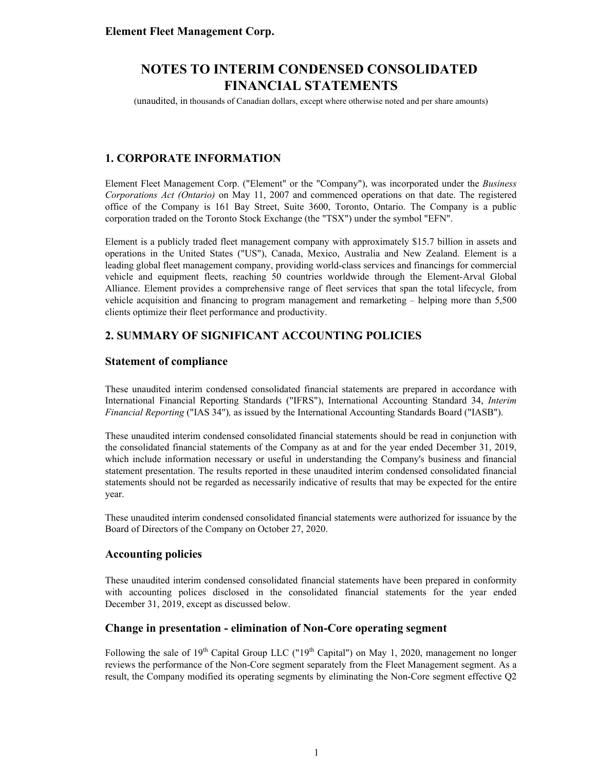**Element Fleet Management Corp.**

# NOTES TO INTERIM CONDENSED CONSOLIDATED FINANCIAL STATEMENTS

(unaudited, in thousands of Canadian dollars, except where otherwise noted and per share amounts)

## 1. CORPORATE INFORMATION

Element Fleet Management Corp. ("Element" or the "Company"), was incorporated under the *Business Corporations Act (Ontario)* on May 11, 2007 and commenced operations on that date. The registered office of the Company is 161 Bay Street, Suite 3600, Toronto, Ontario. The Company is a public corporation traded on the Toronto Stock Exchange (the "TSX") under the symbol "EFN".

Element is a publicly traded fleet management company with approximately $15.7 billion in assets and operations in the United States ("US"), Canada, Mexico, Australia and New Zealand. Element is a leading global fleet management company, providing world-class services and financings for commercial vehicle and equipment fleets, reaching 50 countries worldwide through the Element-Arval Global Alliance. Element provides a comprehensive range of fleet services that span the total lifecycle, from vehicle acquisition and financing to program management and remarketing – helping more than 5,500 clients optimize their fleet performance and productivity.

## 2. SUMMARY OF SIGNIFICANT ACCOUNTING POLICIES

### Statement of compliance

These unaudited interim condensed consolidated financial statements are prepared in accordance with International Financial Reporting Standards ("IFRS"), International Accounting Standard 34, *Interim Financial Reporting* ("IAS 34"), as issued by the International Accounting Standards Board ("IASB").

These unaudited interim condensed consolidated financial statements should be read in conjunction with the consolidated financial statements of the Company as at and for the year ended December 31, 2019, which include information necessary or useful in understanding the Company's business and financial statement presentation. The results reported in these unaudited interim condensed consolidated financial statements should not be regarded as necessarily indicative of results that may be expected for the entire year.

These unaudited interim condensed consolidated financial statements were authorized for issuance by the Board of Directors of the Company on October 27, 2020.

### Accounting policies

These unaudited interim condensed consolidated financial statements have been prepared in conformity with accounting polices disclosed in the consolidated financial statements for the year ended December 31, 2019, except as discussed below.

### Change in presentation - elimination of Non-Core operating segment

Following the sale of 19th Capital Group LLC ("19th Capital") on May 1, 2020, management no longer reviews the performance of the Non-Core segment separately from the Fleet Management segment. As a result, the Company modified its operating segments by eliminating the Non-Core segment effective Q2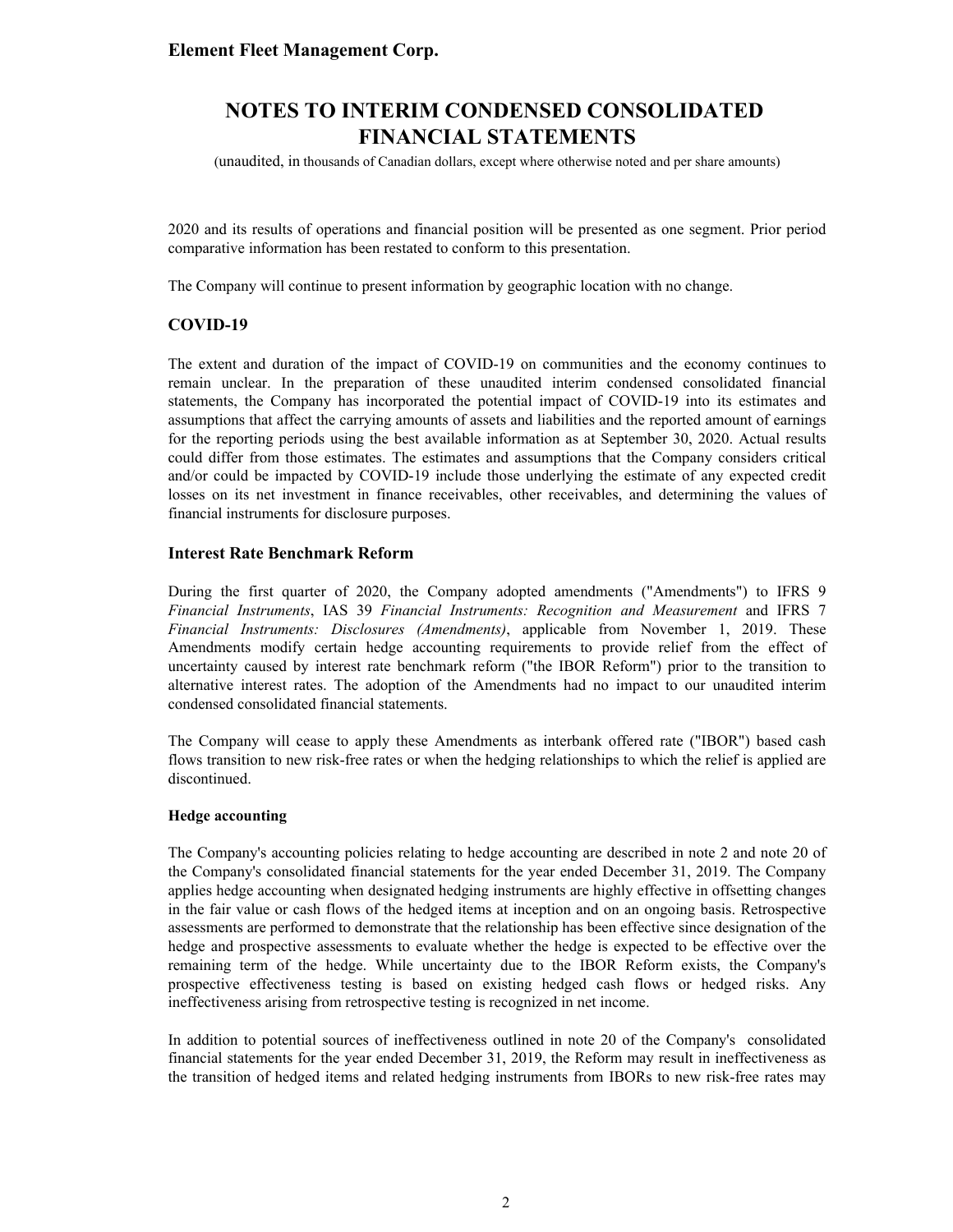2020 and its results of operations and financial position will be presented as one segment. Prior period comparative information has been restated to conform to this presentation.

The Company will continue to present information by geographic location with no change.

## COVID-19

The extent and duration of the impact of COVID-19 on communities and the economy continues to remain unclear. In the preparation of these unaudited interim condensed consolidated financial statements, the Company has incorporated the potential impact of COVID-19 into its estimates and assumptions that affect the carrying amounts of assets and liabilities and the reported amount of earnings for the reporting periods using the best available information as at September 30, 2020. Actual results could differ from those estimates. The estimates and assumptions that the Company considers critical and/or could be impacted by COVID-19 include those underlying the estimate of any expected credit losses on its net investment in finance receivables, other receivables, and determining the values of financial instruments for disclosure purposes.

## Interest Rate Benchmark Reform

During the first quarter of 2020, the Company adopted amendments ("Amendments") to IFRS 9 *Financial Instruments*, IAS 39 *Financial Instruments: Recognition and Measurement* and IFRS 7 *Financial Instruments: Disclosures (Amendments)*, applicable from November 1, 2019. These Amendments modify certain hedge accounting requirements to provide relief from the effect of uncertainty caused by interest rate benchmark reform ("the IBOR Reform") prior to the transition to alternative interest rates. The adoption of the Amendments had no impact to our unaudited interim condensed consolidated financial statements.

The Company will cease to apply these Amendments as interbank offered rate ("IBOR") based cash flows transition to new risk-free rates or when the hedging relationships to which the relief is applied are discontinued.

### Hedge accounting

The Company's accounting policies relating to hedge accounting are described in note 2 and note 20 of the Company's consolidated financial statements for the year ended December 31, 2019. The Company applies hedge accounting when designated hedging instruments are highly effective in offsetting changes in the fair value or cash flows of the hedged items at inception and on an ongoing basis. Retrospective assessments are performed to demonstrate that the relationship has been effective since designation of the hedge and prospective assessments to evaluate whether the hedge is expected to be effective over the remaining term of the hedge. While uncertainty due to the IBOR Reform exists, the Company's prospective effectiveness testing is based on existing hedged cash flows or hedged risks. Any ineffectiveness arising from retrospective testing is recognized in net income.

In addition to potential sources of ineffectiveness outlined in note 20 of the Company's consolidated financial statements for the year ended December 31, 2019, the Reform may result in ineffectiveness as the transition of hedged items and related hedging instruments from IBORs to new risk-free rates may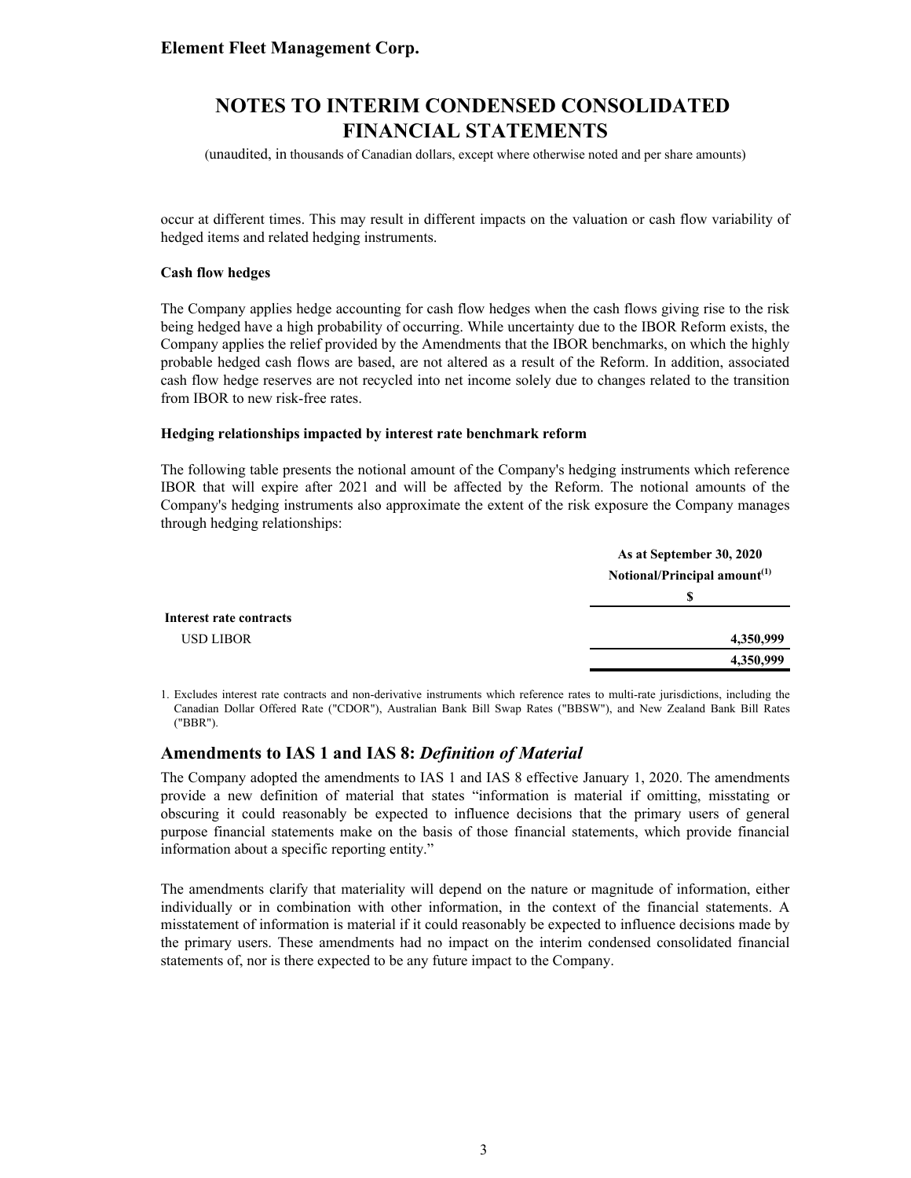occur at different times. This may result in different impacts on the valuation or cash flow variability of hedged items and related hedging instruments.

**Cash flow hedges**

The Company applies hedge accounting for cash flow hedges when the cash flows giving rise to the risk being hedged have a high probability of occurring. While uncertainty due to the IBOR Reform exists, the Company applies the relief provided by the Amendments that the IBOR benchmarks, on which the highly probable hedged cash flows are based, are not altered as a result of the Reform. In addition, associated cash flow hedge reserves are not recycled into net income solely due to changes related to the transition from IBOR to new risk-free rates.

**Hedging relationships impacted by interest rate benchmark reform**

The following table presents the notional amount of the Company's hedging instruments which reference IBOR that will expire after 2021 and will be affected by the Reform. The notional amounts of the Company's hedging instruments also approximate the extent of the risk exposure the Company manages through hedging relationships:

| | As at September 30, 2020 |
|---|---|
| | Notional/Principal amount[1] |
| | $ |
| **Interest rate contracts** | |
| USD LIBOR | **4,350,999** |
| | **4,350,999** |

1. Excludes interest rate contracts and non-derivative instruments which reference rates to multi-rate jurisdictions, including the Canadian Dollar Offered Rate ("CDOR"), Australian Bank Bill Swap Rates ("BBSW"), and New Zealand Bank Bill Rates ("BBR").

## Amendments to IAS 1 and IAS 8: *Definition of Material*

The Company adopted the amendments to IAS 1 and IAS 8 effective January 1, 2020. The amendments provide a new definition of material that states "information is material if omitting, misstating or obscuring it could reasonably be expected to influence decisions that the primary users of general purpose financial statements make on the basis of those financial statements, which provide financial information about a specific reporting entity."

The amendments clarify that materiality will depend on the nature or magnitude of information, either individually or in combination with other information, in the context of the financial statements. A misstatement of information is material if it could reasonably be expected to influence decisions made by the primary users. These amendments had no impact on the interim condensed consolidated financial statements of, nor is there expected to be any future impact to the Company.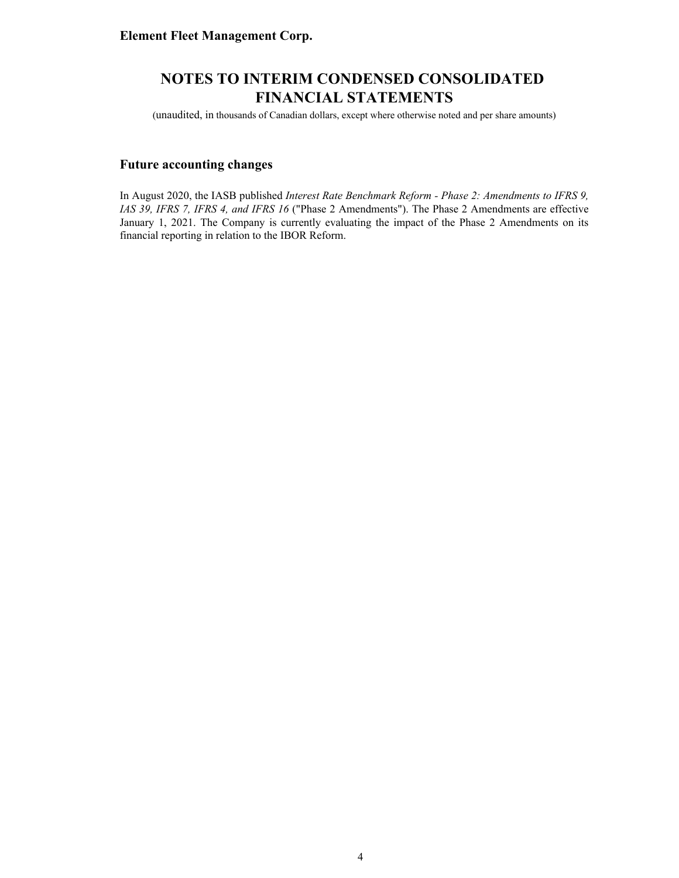**Element Fleet Management Corp.**

# NOTES TO INTERIM CONDENSED CONSOLIDATED FINANCIAL STATEMENTS

(unaudited, in thousands of Canadian dollars, except where otherwise noted and per share amounts)

## Future accounting changes

In August 2020, the IASB published *Interest Rate Benchmark Reform - Phase 2: Amendments to IFRS 9, IAS 39, IFRS 7, IFRS 4, and IFRS 16* ("Phase 2 Amendments"). The Phase 2 Amendments are effective January 1, 2021. The Company is currently evaluating the impact of the Phase 2 Amendments on its financial reporting in relation to the IBOR Reform.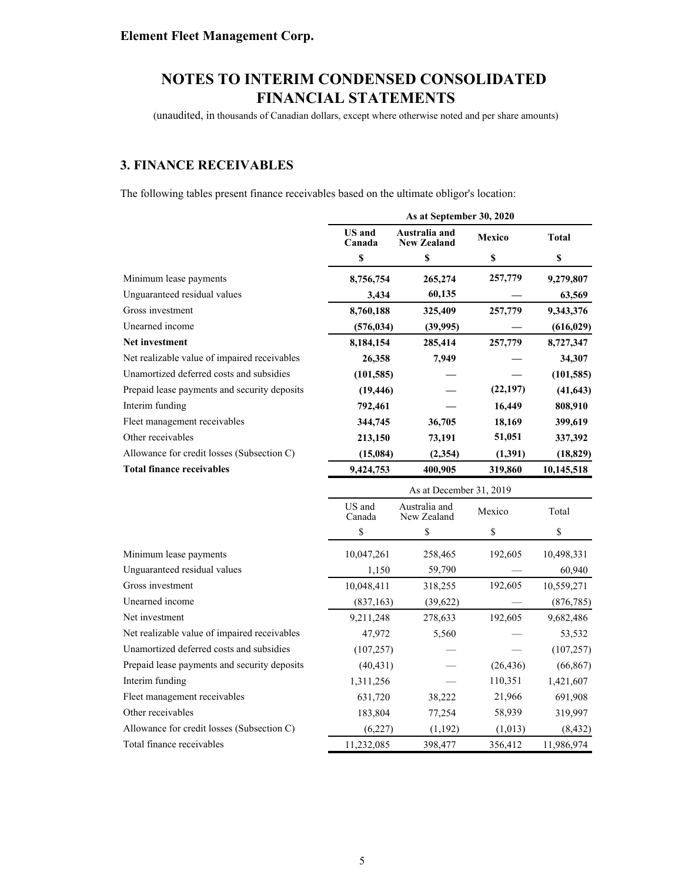# Element Fleet Management Corp.

## NOTES TO INTERIM CONDENSED CONSOLIDATED FINANCIAL STATEMENTS

(unaudited, in thousands of Canadian dollars, except where otherwise noted and per share amounts)

### 3. FINANCE RECEIVABLES

The following tables present finance receivables based on the ultimate obligor's location:

| | As at September 30, 2020 | | | |
|---|---|---|---|---|
| | **US and Canada** | **Australia and New Zealand** | **Mexico** | **Total** |
| | **$** | **$** | **$** | **$** |
| Minimum lease payments | **8,756,754** | **265,274** | **257,779** | **9,279,807** |
| Unguaranteed residual values | **3,434** | **60,135** | **—** | **63,569** |
| Gross investment | **8,760,188** | **325,409** | **257,779** | **9,343,376** |
| Unearned income | **(576,034)** | **(39,995)** | **—** | **(616,029)** |
| **Net investment** | **8,184,154** | **285,414** | **257,779** | **8,727,347** |
| Net realizable value of impaired receivables | **26,358** | **7,949** | **—** | **34,307** |
| Unamortized deferred costs and subsidies | **(101,585)** | **—** | **—** | **(101,585)** |
| Prepaid lease payments and security deposits | **(19,446)** | **—** | **(22,197)** | **(41,643)** |
| Interim funding | **792,461** | **—** | **16,449** | **808,910** |
| Fleet management receivables | **344,745** | **36,705** | **18,169** | **399,619** |
| Other receivables | **213,150** | **73,191** | **51,051** | **337,392** |
| Allowance for credit losses (Subsection C) | **(15,084)** | **(2,354)** | **(1,391)** | **(18,829)** |
| **Total finance receivables** | **9,424,753** | **400,905** | **319,860** | **10,145,518** |

| | As at December 31, 2019 | | | |
|---|---|---|---|---|
| | US and Canada | Australia and New Zealand | Mexico | Total |
| | $ | $ | $ | $ |
| Minimum lease payments | 10,047,261 | 258,465 | 192,605 | 10,498,331 |
| Unguaranteed residual values | 1,150 | 59,790 | — | 60,940 |
| Gross investment | 10,048,411 | 318,255 | 192,605 | 10,559,271 |
| Unearned income | (837,163) | (39,622) | — | (876,785) |
| Net investment | 9,211,248 | 278,633 | 192,605 | 9,682,486 |
| Net realizable value of impaired receivables | 47,972 | 5,560 | — | 53,532 |
| Unamortized deferred costs and subsidies | (107,257) | — | — | (107,257) |
| Prepaid lease payments and security deposits | (40,431) | — | (26,436) | (66,867) |
| Interim funding | 1,311,256 | — | 110,351 | 1,421,607 |
| Fleet management receivables | 631,720 | 38,222 | 21,966 | 691,908 |
| Other receivables | 183,804 | 77,254 | 58,939 | 319,997 |
| Allowance for credit losses (Subsection C) | (6,227) | (1,192) | (1,013) | (8,432) |
| Total finance receivables | 11,232,085 | 398,477 | 356,412 | 11,986,974 |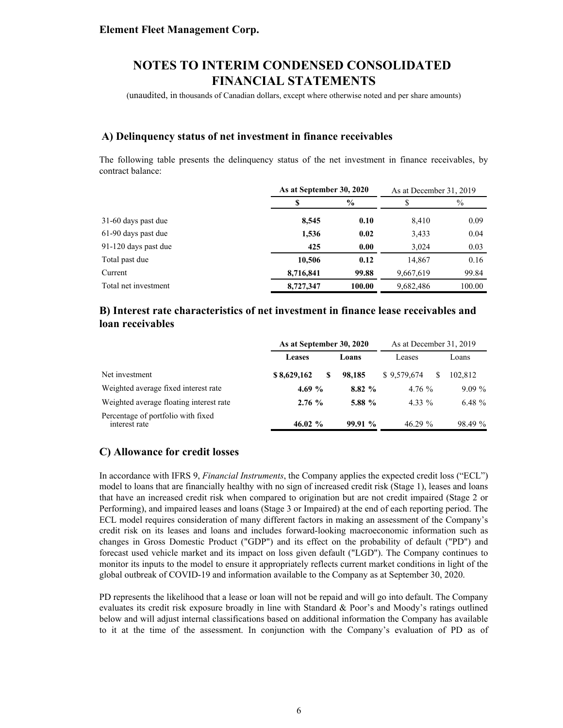# NOTES TO INTERIM CONDENSED CONSOLIDATED FINANCIAL STATEMENTS

(unaudited, in thousands of Canadian dollars, except where otherwise noted and per share amounts)

## A) Delinquency status of net investment in finance receivables

The following table presents the delinquency status of the net investment in finance receivables, by contract balance:

| | **As at September 30, 2020** | | As at December 31, 2019 | |
|---|---|---|---|---|
| | **$** | **%** | $ | % |
| 31-60 days past due | **8,545** | **0.10** | 8,410 | 0.09 |
| 61-90 days past due | **1,536** | **0.02** | 3,433 | 0.04 |
| 91-120 days past due | **425** | **0.00** | 3,024 | 0.03 |
| Total past due | **10,506** | **0.12** | 14,867 | 0.16 |
| Current | **8,716,841** | **99.88** | 9,667,619 | 99.84 |
| Total net investment | **8,727,347** | **100.00** | 9,682,486 | 100.00 |

## B) Interest rate characteristics of net investment in finance lease receivables and loan receivables

| | **As at September 30, 2020** | | As at December 31, 2019 | |
|---|---|---|---|---|
| | **Leases** | **Loans** | Leases | Loans |
| Net investment | **$ 8,629,162** | **$ 98,185** | $ 9,579,674 | $ 102,812 |
| Weighted average fixed interest rate | **4.69 %** | **8.82 %** | 4.76 % | 9.09 % |
| Weighted average floating interest rate | **2.76 %** | **5.88 %** | 4.33 % | 6.48 % |
| Percentage of portfolio with fixed interest rate | **46.02 %** | **99.91 %** | 46.29 % | 98.49 % |

## C) Allowance for credit losses

In accordance with IFRS 9, *Financial Instruments*, the Company applies the expected credit loss ("ECL") model to loans that are financially healthy with no sign of increased credit risk (Stage 1), leases and loans that have an increased credit risk when compared to origination but are not credit impaired (Stage 2 or Performing), and impaired leases and loans (Stage 3 or Impaired) at the end of each reporting period. The ECL model requires consideration of many different factors in making an assessment of the Company's credit risk on its leases and loans and includes forward-looking macroeconomic information such as changes in Gross Domestic Product ("GDP") and its effect on the probability of default ("PD") and forecast used vehicle market and its impact on loss given default ("LGD"). The Company continues to monitor its inputs to the model to ensure it appropriately reflects current market conditions in light of the global outbreak of COVID-19 and information available to the Company as at September 30, 2020.

PD represents the likelihood that a lease or loan will not be repaid and will go into default. The Company evaluates its credit risk exposure broadly in line with Standard & Poor's and Moody's ratings outlined below and will adjust internal classifications based on additional information the Company has available to it at the time of the assessment. In conjunction with the Company's evaluation of PD as of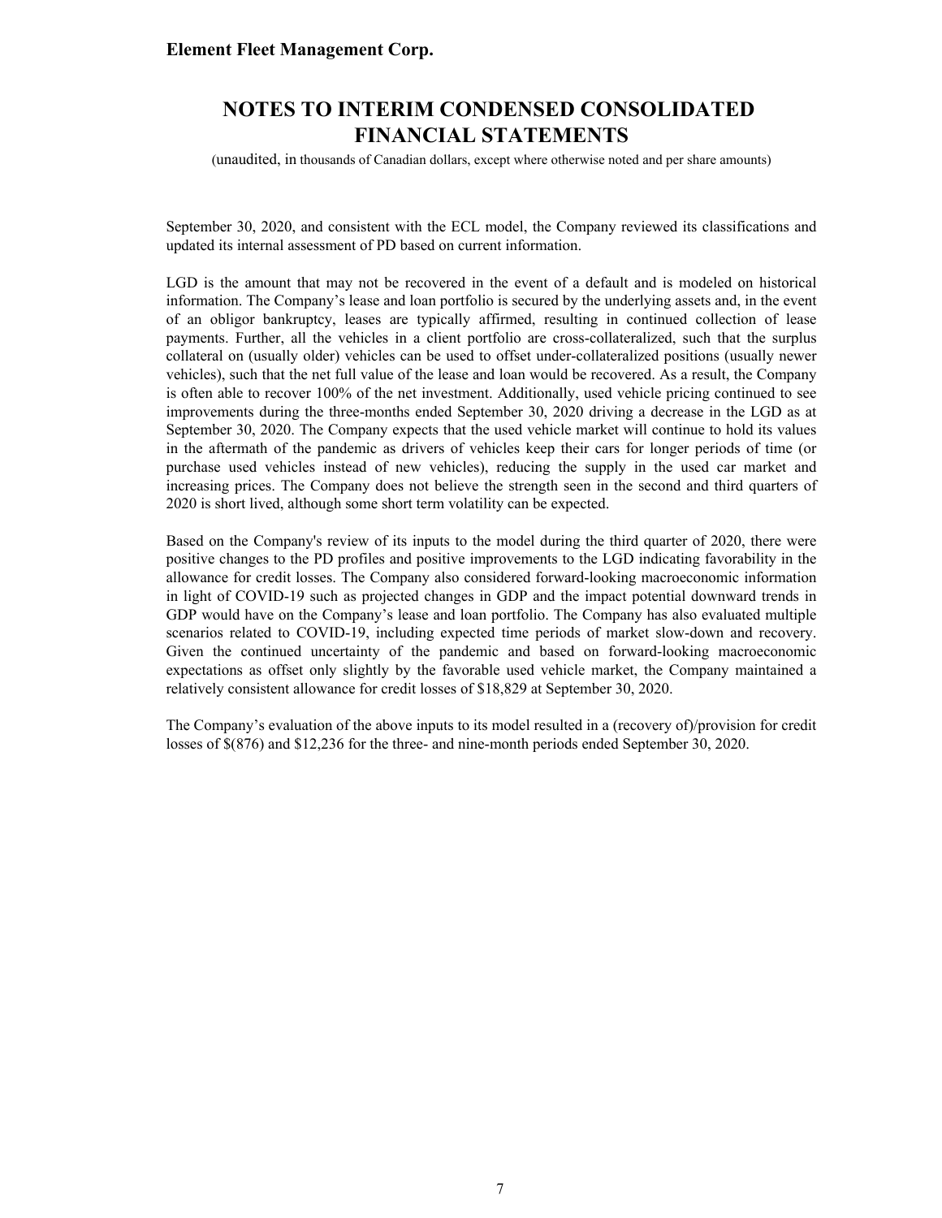September 30, 2020, and consistent with the ECL model, the Company reviewed its classifications and updated its internal assessment of PD based on current information.

LGD is the amount that may not be recovered in the event of a default and is modeled on historical information. The Company's lease and loan portfolio is secured by the underlying assets and, in the event of an obligor bankruptcy, leases are typically affirmed, resulting in continued collection of lease payments. Further, all the vehicles in a client portfolio are cross-collateralized, such that the surplus collateral on (usually older) vehicles can be used to offset under-collateralized positions (usually newer vehicles), such that the net full value of the lease and loan would be recovered. As a result, the Company is often able to recover 100% of the net investment. Additionally, used vehicle pricing continued to see improvements during the three-months ended September 30, 2020 driving a decrease in the LGD as at September 30, 2020. The Company expects that the used vehicle market will continue to hold its values in the aftermath of the pandemic as drivers of vehicles keep their cars for longer periods of time (or purchase used vehicles instead of new vehicles), reducing the supply in the used car market and increasing prices. The Company does not believe the strength seen in the second and third quarters of 2020 is short lived, although some short term volatility can be expected.

Based on the Company's review of its inputs to the model during the third quarter of 2020, there were positive changes to the PD profiles and positive improvements to the LGD indicating favorability in the allowance for credit losses. The Company also considered forward-looking macroeconomic information in light of COVID-19 such as projected changes in GDP and the impact potential downward trends in GDP would have on the Company's lease and loan portfolio. The Company has also evaluated multiple scenarios related to COVID-19, including expected time periods of market slow-down and recovery. Given the continued uncertainty of the pandemic and based on forward-looking macroeconomic expectations as offset only slightly by the favorable used vehicle market, the Company maintained a relatively consistent allowance for credit losses of $18,829 at September 30, 2020.

The Company's evaluation of the above inputs to its model resulted in a (recovery of)/provision for credit losses of $(876) and $12,236 for the three- and nine-month periods ended September 30, 2020.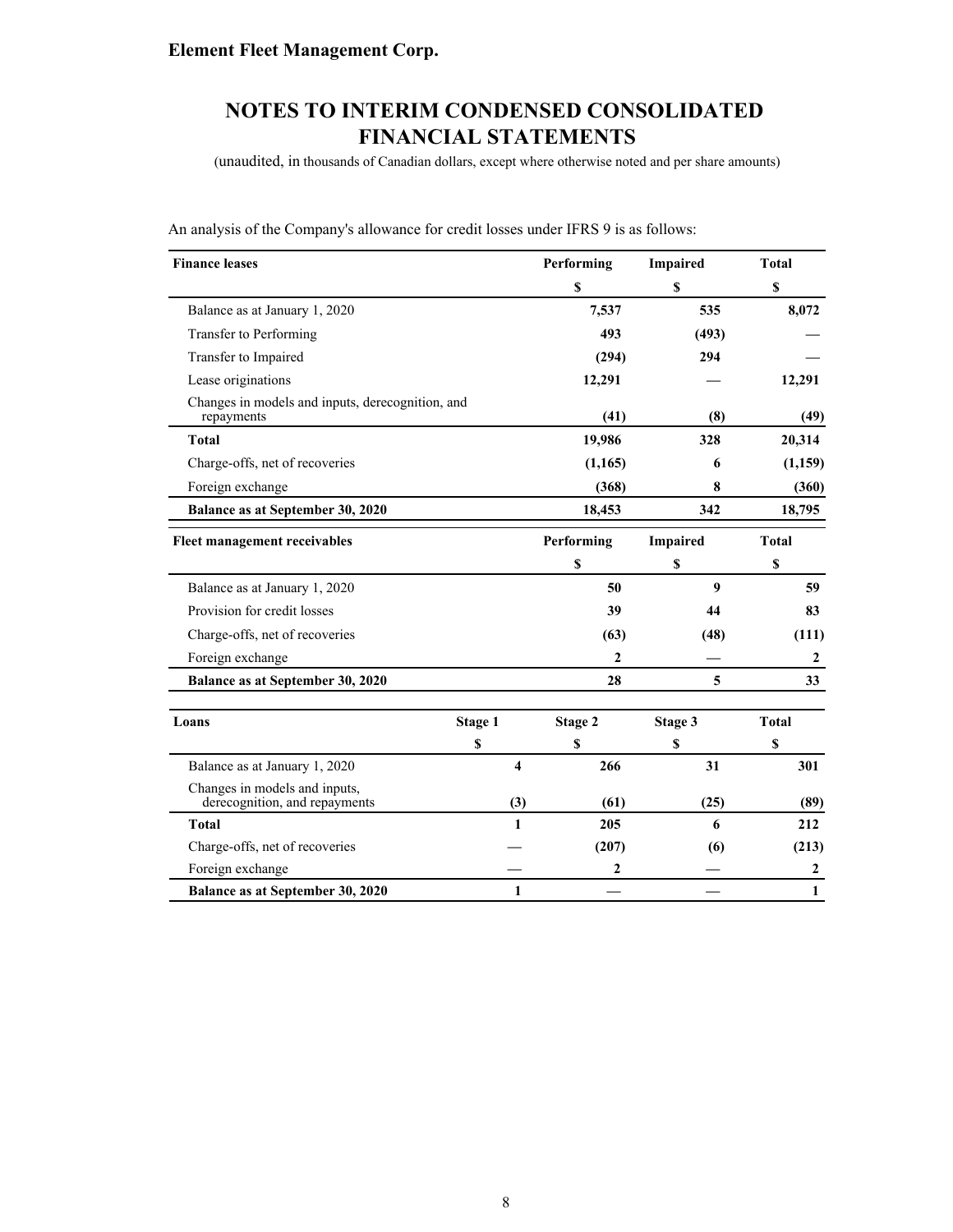An analysis of the Company's allowance for credit losses under IFRS 9 is as follows:

| Finance leases | Performing | Impaired | Total |
|---|---|---|---|
| | $ | $ | $ |
| Balance as at January 1, 2020 | 7,537 | 535 | 8,072 |
| Transfer to Performing | 493 | (493) | — |
| Transfer to Impaired | (294) | 294 | — |
| Lease originations | 12,291 | — | 12,291 |
| Changes in models and inputs, derecognition, and repayments | (41) | (8) | (49) |
| **Total** | **19,986** | **328** | **20,314** |
| Charge-offs, net of recoveries | (1,165) | 6 | (1,159) |
| Foreign exchange | (368) | 8 | (360) |
| **Balance as at September 30, 2020** | **18,453** | **342** | **18,795** |

| Fleet management receivables | Performing | Impaired | Total |
|---|---|---|---|
| | $ | $ | $ |
| Balance as at January 1, 2020 | 50 | 9 | 59 |
| Provision for credit losses | 39 | 44 | 83 |
| Charge-offs, net of recoveries | (63) | (48) | (111) |
| Foreign exchange | 2 | — | 2 |
| **Balance as at September 30, 2020** | **28** | **5** | **33** |

| Loans | Stage 1 | Stage 2 | Stage 3 | Total |
|---|---|---|---|---|
| | $ | $ | $ | $ |
| Balance as at January 1, 2020 | 4 | 266 | 31 | 301 |
| Changes in models and inputs, derecognition, and repayments | (3) | (61) | (25) | (89) |
| **Total** | **1** | **205** | **6** | **212** |
| Charge-offs, net of recoveries | — | (207) | (6) | (213) |
| Foreign exchange | — | 2 | — | 2 |
| **Balance as at September 30, 2020** | **1** | **—** | **—** | **1** |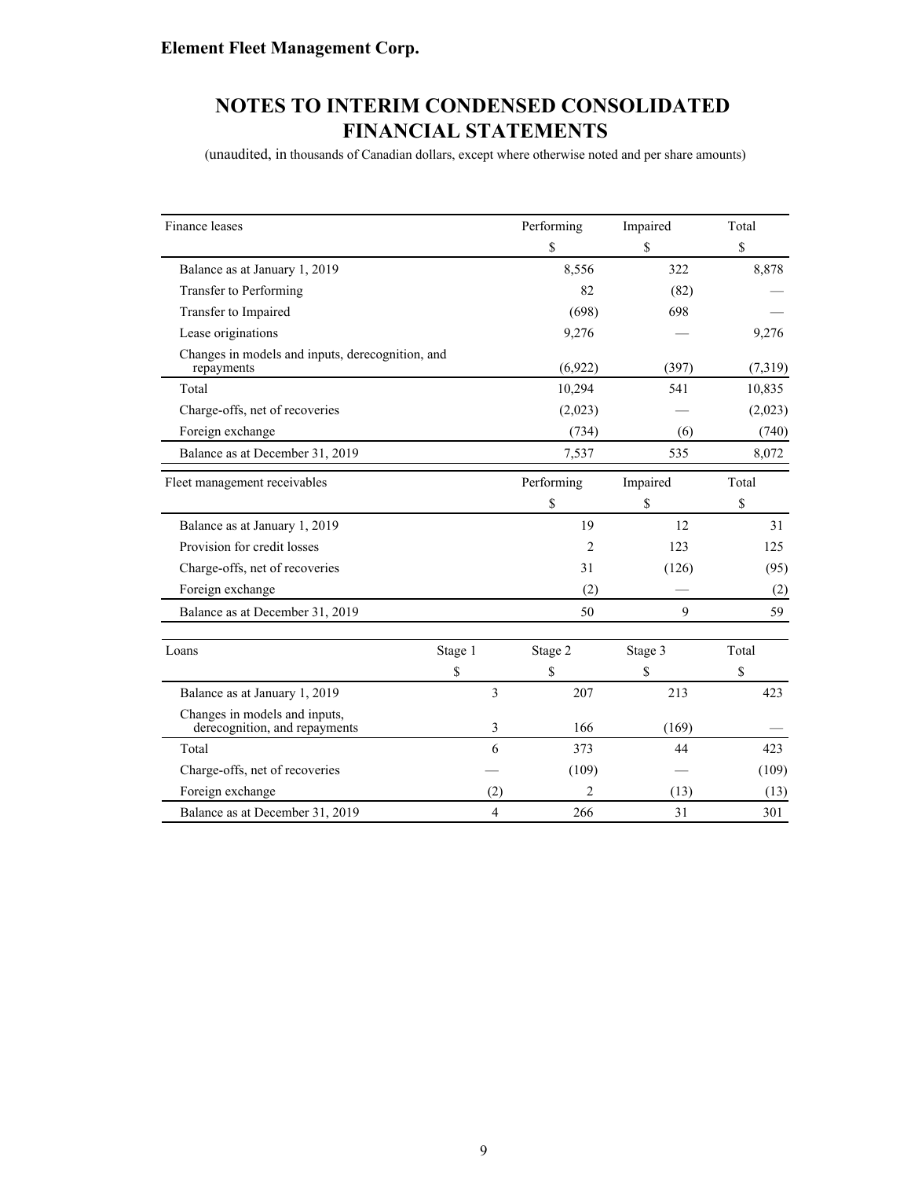# Element Fleet Management Corp.

## NOTES TO INTERIM CONDENSED CONSOLIDATED FINANCIAL STATEMENTS

(unaudited, in thousands of Canadian dollars, except where otherwise noted and per share amounts)

| Finance leases | Performing | Impaired | Total |
|---|---|---|---|
| | $ | $ | $ |
| Balance as at January 1, 2019 | 8,556 | 322 | 8,878 |
| Transfer to Performing | 82 | (82) | — |
| Transfer to Impaired | (698) | 698 | — |
| Lease originations | 9,276 | — | 9,276 |
| Changes in models and inputs, derecognition, and repayments | (6,922) | (397) | (7,319) |
| Total | 10,294 | 541 | 10,835 |
| Charge-offs, net of recoveries | (2,023) | — | (2,023) |
| Foreign exchange | (734) | (6) | (740) |
| Balance as at December 31, 2019 | 7,537 | 535 | 8,072 |

| Fleet management receivables | Performing | Impaired | Total |
|---|---|---|---|
| | $ | $ | $ |
| Balance as at January 1, 2019 | 19 | 12 | 31 |
| Provision for credit losses | 2 | 123 | 125 |
| Charge-offs, net of recoveries | 31 | (126) | (95) |
| Foreign exchange | (2) | — | (2) |
| Balance as at December 31, 2019 | 50 | 9 | 59 |

| Loans | Stage 1 | Stage 2 | Stage 3 | Total |
|---|---|---|---|---|
| | $ | $ | $ | $ |
| Balance as at January 1, 2019 | 3 | 207 | 213 | 423 |
| Changes in models and inputs, derecognition, and repayments | 3 | 166 | (169) | — |
| Total | 6 | 373 | 44 | 423 |
| Charge-offs, net of recoveries | — | (109) | — | (109) |
| Foreign exchange | (2) | 2 | (13) | (13) |
| Balance as at December 31, 2019 | 4 | 266 | 31 | 301 |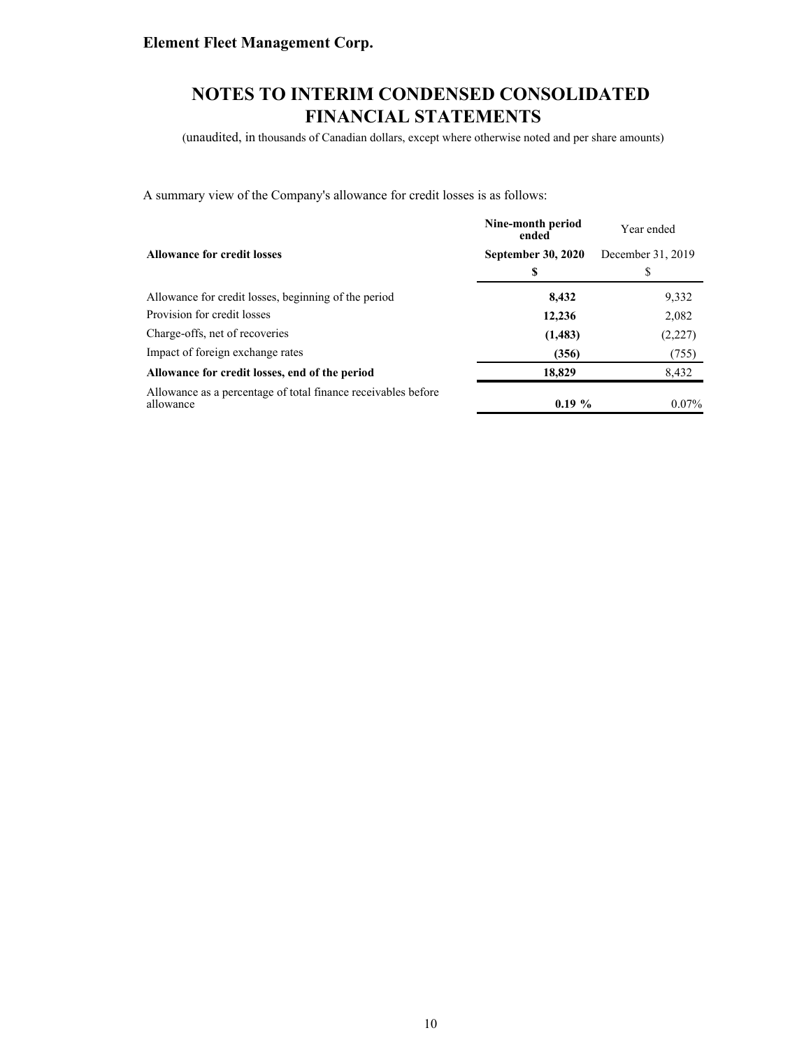A summary view of the Company's allowance for credit losses is as follows:

| Allowance for credit losses | Nine-month period ended September 30, 2020 | Year ended December 31, 2019 |
|---|---|---|
| | **$** | $ |
| Allowance for credit losses, beginning of the period | **8,432** | 9,332 |
| Provision for credit losses | **12,236** | 2,082 |
| Charge-offs, net of recoveries | **(1,483)** | (2,227) |
| Impact of foreign exchange rates | **(356)** | (755) |
| **Allowance for credit losses, end of the period** | **18,829** | 8,432 |
| Allowance as a percentage of total finance receivables before allowance | **0.19 %** | 0.07% |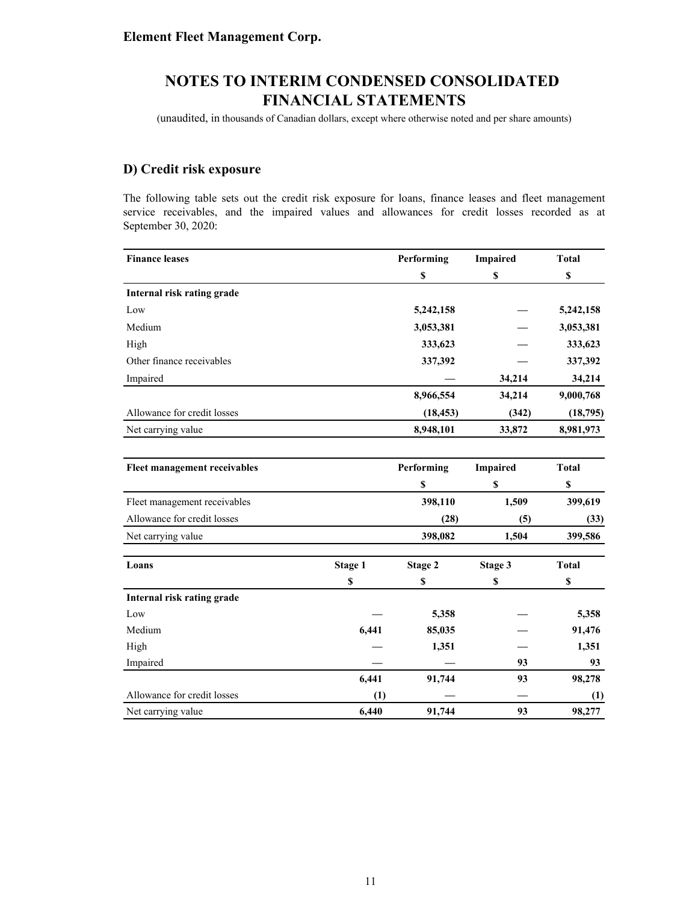**Element Fleet Management Corp.**

# NOTES TO INTERIM CONDENSED CONSOLIDATED FINANCIAL STATEMENTS

(unaudited, in thousands of Canadian dollars, except where otherwise noted and per share amounts)

## D) Credit risk exposure

The following table sets out the credit risk exposure for loans, finance leases and fleet management service receivables, and the impaired values and allowances for credit losses recorded as at September 30, 2020:

| **Finance leases** | **Performing** | **Impaired** | **Total** |
|---|---|---|---|
| | **$** | **$** | **$** |
| **Internal risk rating grade** | | | |
| Low | **5,242,158** | **—** | **5,242,158** |
| Medium | **3,053,381** | **—** | **3,053,381** |
| High | **333,623** | **—** | **333,623** |
| Other finance receivables | **337,392** | **—** | **337,392** |
| Impaired | **—** | **34,214** | **34,214** |
| | **8,966,554** | **34,214** | **9,000,768** |
| Allowance for credit losses | **(18,453)** | **(342)** | **(18,795)** |
| Net carrying value | **8,948,101** | **33,872** | **8,981,973** |

| **Fleet management receivables** | **Performing** | **Impaired** | **Total** |
|---|---|---|---|
| | **$** | **$** | **$** |
| Fleet management receivables | **398,110** | **1,509** | **399,619** |
| Allowance for credit losses | **(28)** | **(5)** | **(33)** |
| Net carrying value | **398,082** | **1,504** | **399,586** |

| **Loans** | **Stage 1** | **Stage 2** | **Stage 3** | **Total** |
|---|---|---|---|---|
| | **$** | **$** | **$** | **$** |
| **Internal risk rating grade** | | | | |
| Low | **—** | **5,358** | **—** | **5,358** |
| Medium | **6,441** | **85,035** | **—** | **91,476** |
| High | **—** | **1,351** | **—** | **1,351** |
| Impaired | **—** | **—** | **93** | **93** |
| | **6,441** | **91,744** | **93** | **98,278** |
| Allowance for credit losses | **(1)** | **—** | **—** | **(1)** |
| Net carrying value | **6,440** | **91,744** | **93** | **98,277** |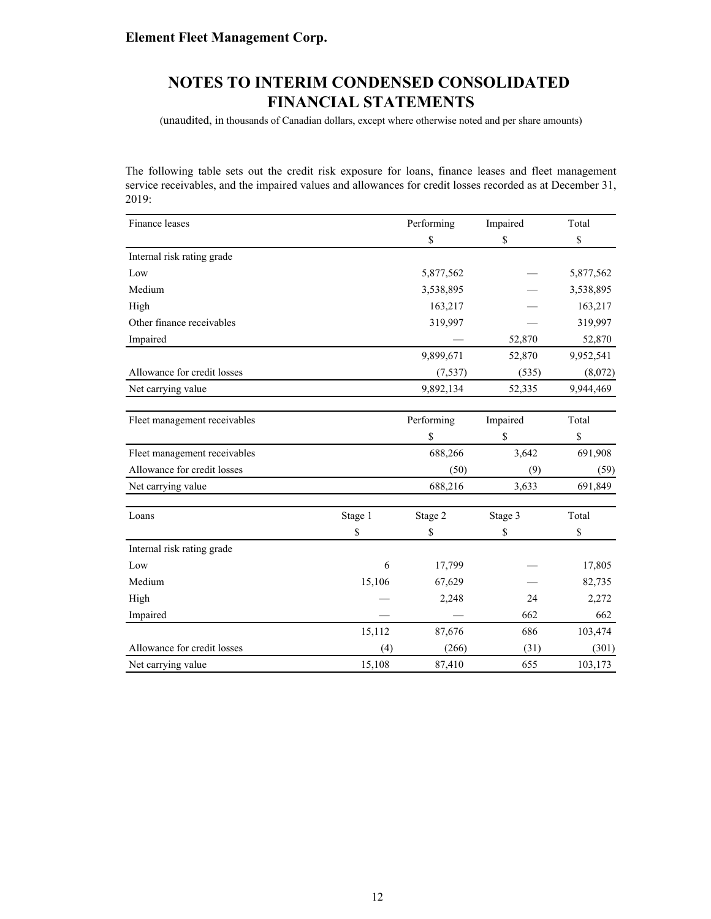**Element Fleet Management Corp.**

# NOTES TO INTERIM CONDENSED CONSOLIDATED FINANCIAL STATEMENTS

(unaudited, in thousands of Canadian dollars, except where otherwise noted and per share amounts)

The following table sets out the credit risk exposure for loans, finance leases and fleet management service receivables, and the impaired values and allowances for credit losses recorded as at December 31, 2019:

| Finance leases | Performing | Impaired | Total |
|---|---|---|---|
| | $ | $ | $ |
| Internal risk rating grade | | | |
| Low | 5,877,562 | — | 5,877,562 |
| Medium | 3,538,895 | — | 3,538,895 |
| High | 163,217 | — | 163,217 |
| Other finance receivables | 319,997 | — | 319,997 |
| Impaired | — | 52,870 | 52,870 |
| | 9,899,671 | 52,870 | 9,952,541 |
| Allowance for credit losses | (7,537) | (535) | (8,072) |
| Net carrying value | 9,892,134 | 52,335 | 9,944,469 |

| Fleet management receivables | Performing | Impaired | Total |
|---|---|---|---|
| | $ | $ | $ |
| Fleet management receivables | 688,266 | 3,642 | 691,908 |
| Allowance for credit losses | (50) | (9) | (59) |
| Net carrying value | 688,216 | 3,633 | 691,849 |

| Loans | Stage 1 | Stage 2 | Stage 3 | Total |
|---|---|---|---|---|
| | $ | $ | $ | $ |
| Internal risk rating grade | | | | |
| Low | 6 | 17,799 | — | 17,805 |
| Medium | 15,106 | 67,629 | — | 82,735 |
| High | — | 2,248 | 24 | 2,272 |
| Impaired | — | — | 662 | 662 |
| | 15,112 | 87,676 | 686 | 103,474 |
| Allowance for credit losses | (4) | (266) | (31) | (301) |
| Net carrying value | 15,108 | 87,410 | 655 | 103,173 |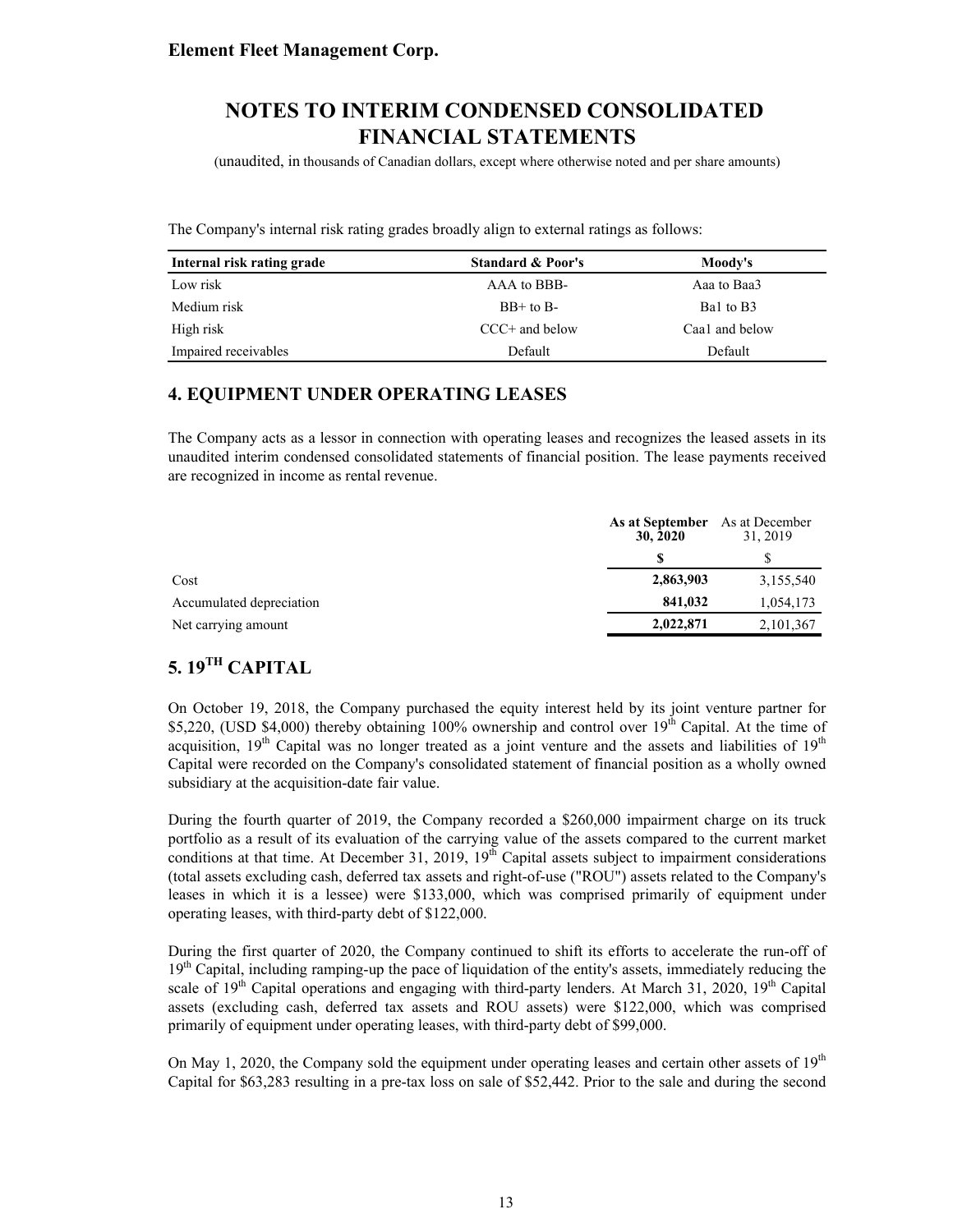The Company's internal risk rating grades broadly align to external ratings as follows:

| Internal risk rating grade | Standard & Poor's | Moody's |
|---|---|---|
| Low risk | AAA to BBB- | Aaa to Baa3 |
| Medium risk | BB+ to B- | Ba1 to B3 |
| High risk | CCC+ and below | Caa1 and below |
| Impaired receivables | Default | Default |

## 4. EQUIPMENT UNDER OPERATING LEASES

The Company acts as a lessor in connection with operating leases and recognizes the leased assets in its unaudited interim condensed consolidated statements of financial position. The lease payments received are recognized in income as rental revenue.

| | **As at September 30, 2020** | As at December 31, 2019 |
|---|---|---|
| | **$** | $ |
| Cost | **2,863,903** | 3,155,540 |
| Accumulated depreciation | **841,032** | 1,054,173 |
| Net carrying amount | **2,022,871** | 2,101,367 |

## 5. 19TH CAPITAL

On October 19, 2018, the Company purchased the equity interest held by its joint venture partner for $5,220, (USD $4,000) thereby obtaining 100% ownership and control over 19th Capital. At the time of acquisition, 19th Capital was no longer treated as a joint venture and the assets and liabilities of 19th Capital were recorded on the Company's consolidated statement of financial position as a wholly owned subsidiary at the acquisition-date fair value.

During the fourth quarter of 2019, the Company recorded a $260,000 impairment charge on its truck portfolio as a result of its evaluation of the carrying value of the assets compared to the current market conditions at that time. At December 31, 2019, 19th Capital assets subject to impairment considerations (total assets excluding cash, deferred tax assets and right-of-use ("ROU") assets related to the Company's leases in which it is a lessee) were $133,000, which was comprised primarily of equipment under operating leases, with third-party debt of $122,000.

During the first quarter of 2020, the Company continued to shift its efforts to accelerate the run-off of 19th Capital, including ramping-up the pace of liquidation of the entity's assets, immediately reducing the scale of 19th Capital operations and engaging with third-party lenders. At March 31, 2020, 19th Capital assets (excluding cash, deferred tax assets and ROU assets) were $122,000, which was comprised primarily of equipment under operating leases, with third-party debt of $99,000.

On May 1, 2020, the Company sold the equipment under operating leases and certain other assets of 19th Capital for $63,283 resulting in a pre-tax loss on sale of $52,442. Prior to the sale and during the second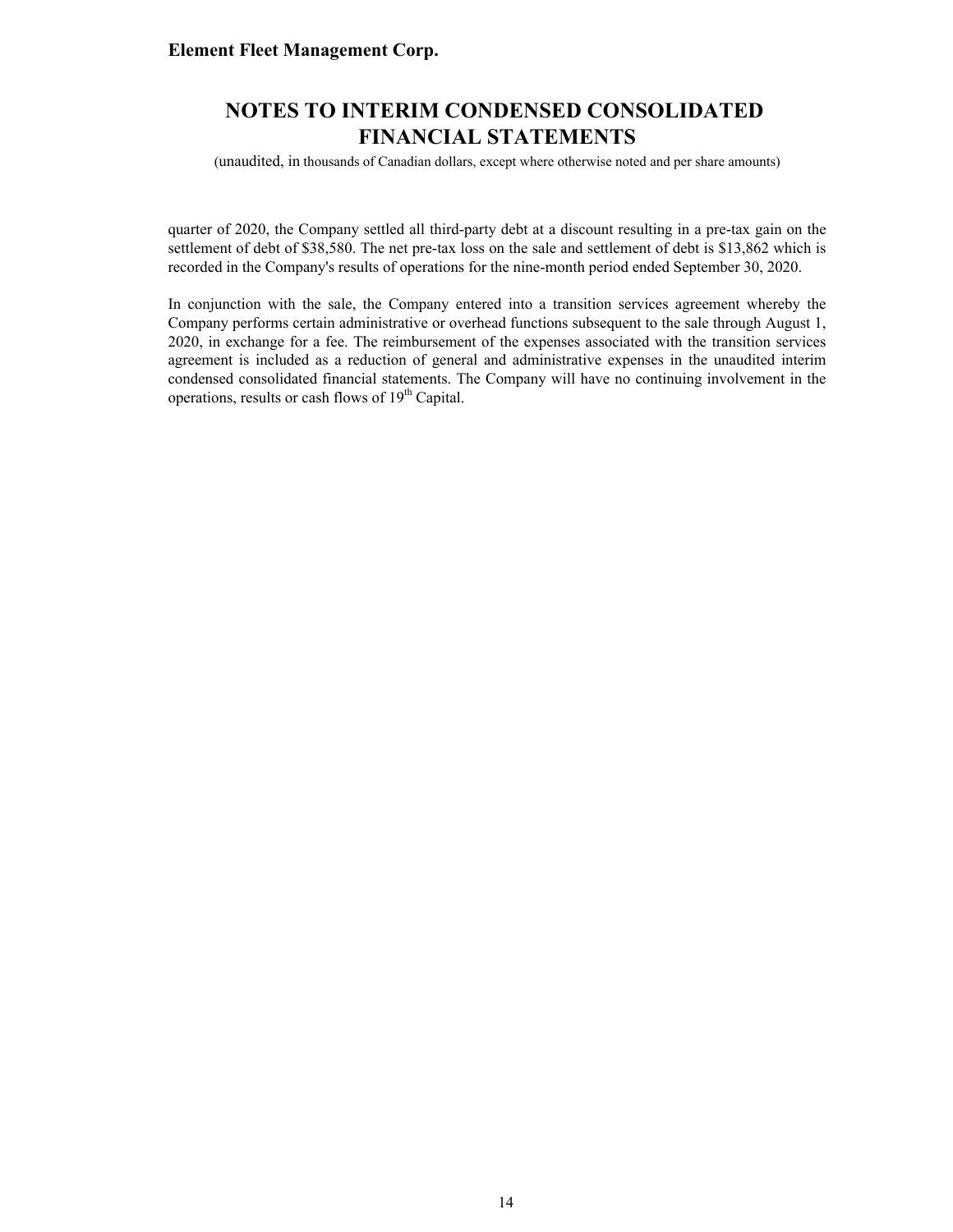quarter of 2020, the Company settled all third-party debt at a discount resulting in a pre-tax gain on the settlement of debt of $38,580. The net pre-tax loss on the sale and settlement of debt is $13,862 which is recorded in the Company's results of operations for the nine-month period ended September 30, 2020.

In conjunction with the sale, the Company entered into a transition services agreement whereby the Company performs certain administrative or overhead functions subsequent to the sale through August 1, 2020, in exchange for a fee. The reimbursement of the expenses associated with the transition services agreement is included as a reduction of general and administrative expenses in the unaudited interim condensed consolidated financial statements. The Company will have no continuing involvement in the operations, results or cash flows of 19th Capital.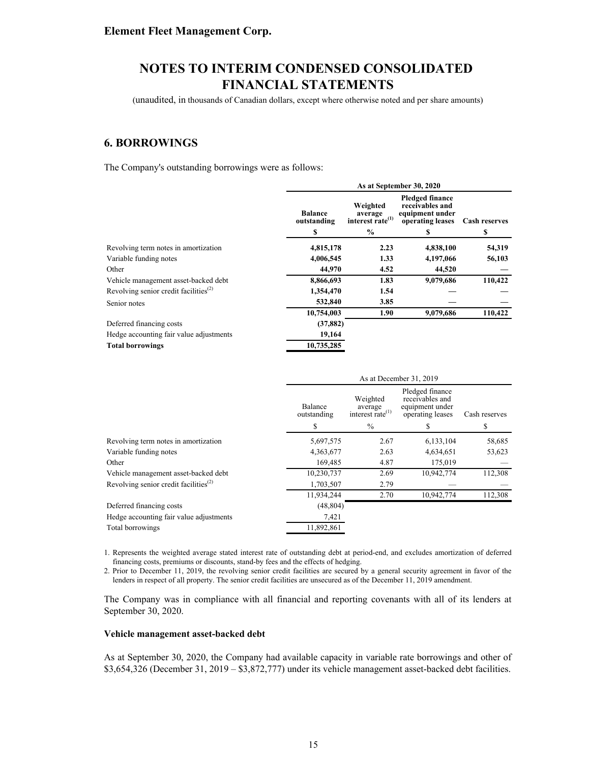**Element Fleet Management Corp.**

# NOTES TO INTERIM CONDENSED CONSOLIDATED FINANCIAL STATEMENTS

(unaudited, in thousands of Canadian dollars, except where otherwise noted and per share amounts)

## 6. BORROWINGS

The Company's outstanding borrowings were as follows:

| | As at September 30, 2020 | | | |
|---|---|---|---|---|
| | **Balance outstanding** | **Weighted average interest rate[1]** | **Pledged finance receivables and equipment under operating leases** | **Cash reserves** |
| | **$** | **%** | **$** | **$** |
| Revolving term notes in amortization | **4,815,178** | **2.23** | **4,838,100** | **54,319** |
| Variable funding notes | **4,006,545** | **1.33** | **4,197,066** | **56,103** |
| Other | **44,970** | **4.52** | **44,520** | **—** |
| Vehicle management asset-backed debt | **8,866,693** | **1.83** | **9,079,686** | **110,422** |
| Revolving senior credit facilities[2] | **1,354,470** | **1.54** | **—** | **—** |
| Senior notes | **532,840** | **3.85** | **—** | **—** |
| | **10,754,003** | **1.90** | **9,079,686** | **110,422** |
| Deferred financing costs | **(37,882)** | | | |
| Hedge accounting fair value adjustments | **19,164** | | | |
| **Total borrowings** | **10,735,285** | | | |

| | As at December 31, 2019 | | | |
|---|---|---|---|---|
| | Balance outstanding | Weighted average interest rate[1] | Pledged finance receivables and equipment under operating leases | Cash reserves |
| | $ | % | $ | $ |
| Revolving term notes in amortization | 5,697,575 | 2.67 | 6,133,104 | 58,685 |
| Variable funding notes | 4,363,677 | 2.63 | 4,634,651 | 53,623 |
| Other | 169,485 | 4.87 | 175,019 | — |
| Vehicle management asset-backed debt | 10,230,737 | 2.69 | 10,942,774 | 112,308 |
| Revolving senior credit facilities[2] | 1,703,507 | 2.79 | — | — |
| | 11,934,244 | 2.70 | 10,942,774 | 112,308 |
| Deferred financing costs | (48,804) | | | |
| Hedge accounting fair value adjustments | 7,421 | | | |
| Total borrowings | 11,892,861 | | | |

1. Represents the weighted average stated interest rate of outstanding debt at period-end, and excludes amortization of deferred financing costs, premiums or discounts, stand-by fees and the effects of hedging.
2. Prior to December 11, 2019, the revolving senior credit facilities are secured by a general security agreement in favor of the lenders in respect of all property. The senior credit facilities are unsecured as of the December 11, 2019 amendment.

The Company was in compliance with all financial and reporting covenants with all of its lenders at September 30, 2020.

**Vehicle management asset-backed debt**

As at September 30, 2020, the Company had available capacity in variable rate borrowings and other of $3,654,326 (December 31, 2019 – $3,872,777) under its vehicle management asset-backed debt facilities.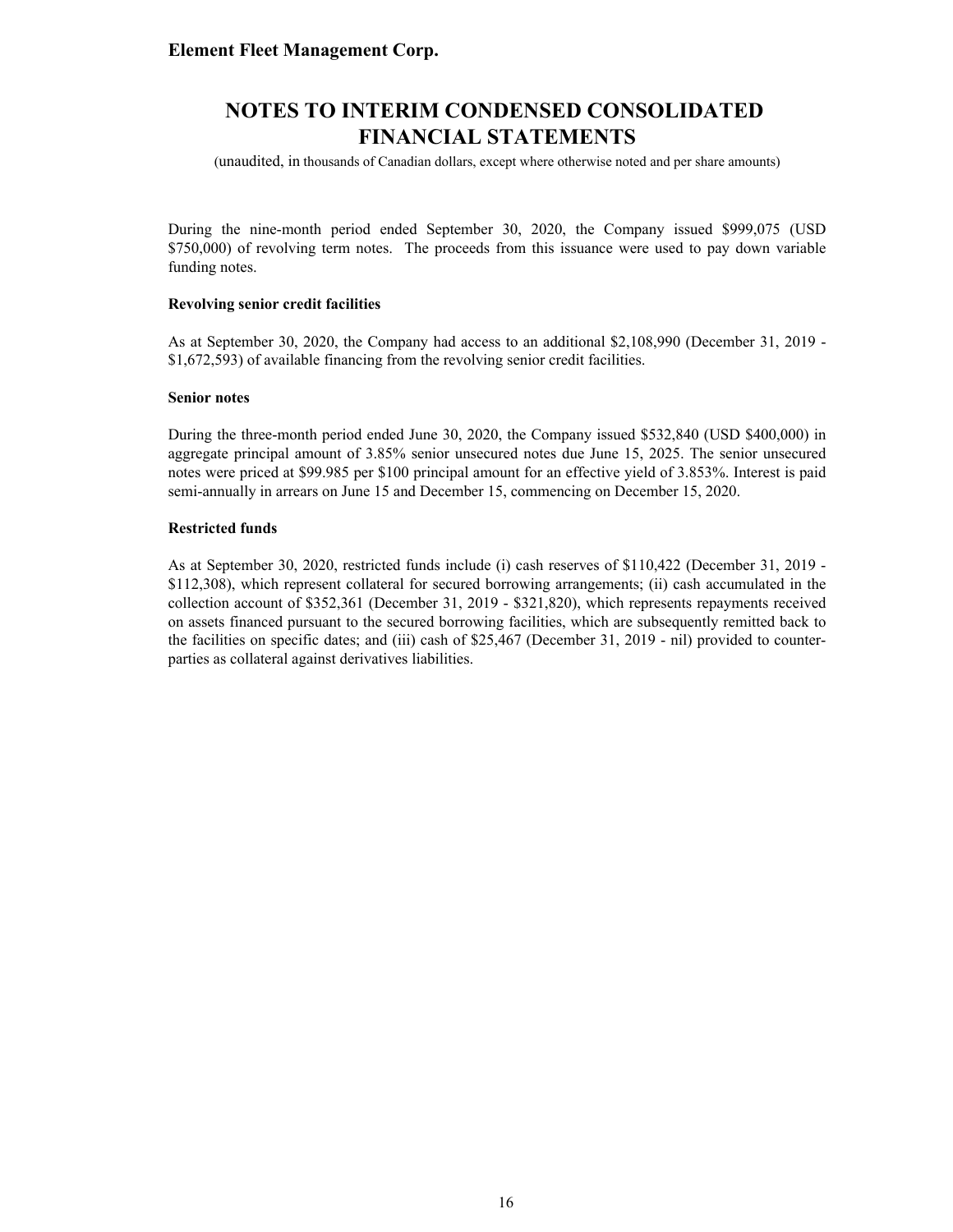During the nine-month period ended September 30, 2020, the Company issued $999,075 (USD $750,000) of revolving term notes. The proceeds from this issuance were used to pay down variable funding notes.

**Revolving senior credit facilities**

As at September 30, 2020, the Company had access to an additional $2,108,990 (December 31, 2019 - $1,672,593) of available financing from the revolving senior credit facilities.

**Senior notes**

During the three-month period ended June 30, 2020, the Company issued $532,840 (USD $400,000) in aggregate principal amount of 3.85% senior unsecured notes due June 15, 2025. The senior unsecured notes were priced at $99.985 per $100 principal amount for an effective yield of 3.853%. Interest is paid semi-annually in arrears on June 15 and December 15, commencing on December 15, 2020.

**Restricted funds**

As at September 30, 2020, restricted funds include (i) cash reserves of $110,422 (December 31, 2019 - $112,308), which represent collateral for secured borrowing arrangements; (ii) cash accumulated in the collection account of $352,361 (December 31, 2019 - $321,820), which represents repayments received on assets financed pursuant to the secured borrowing facilities, which are subsequently remitted back to the facilities on specific dates; and (iii) cash of $25,467 (December 31, 2019 - nil) provided to counter-parties as collateral against derivatives liabilities.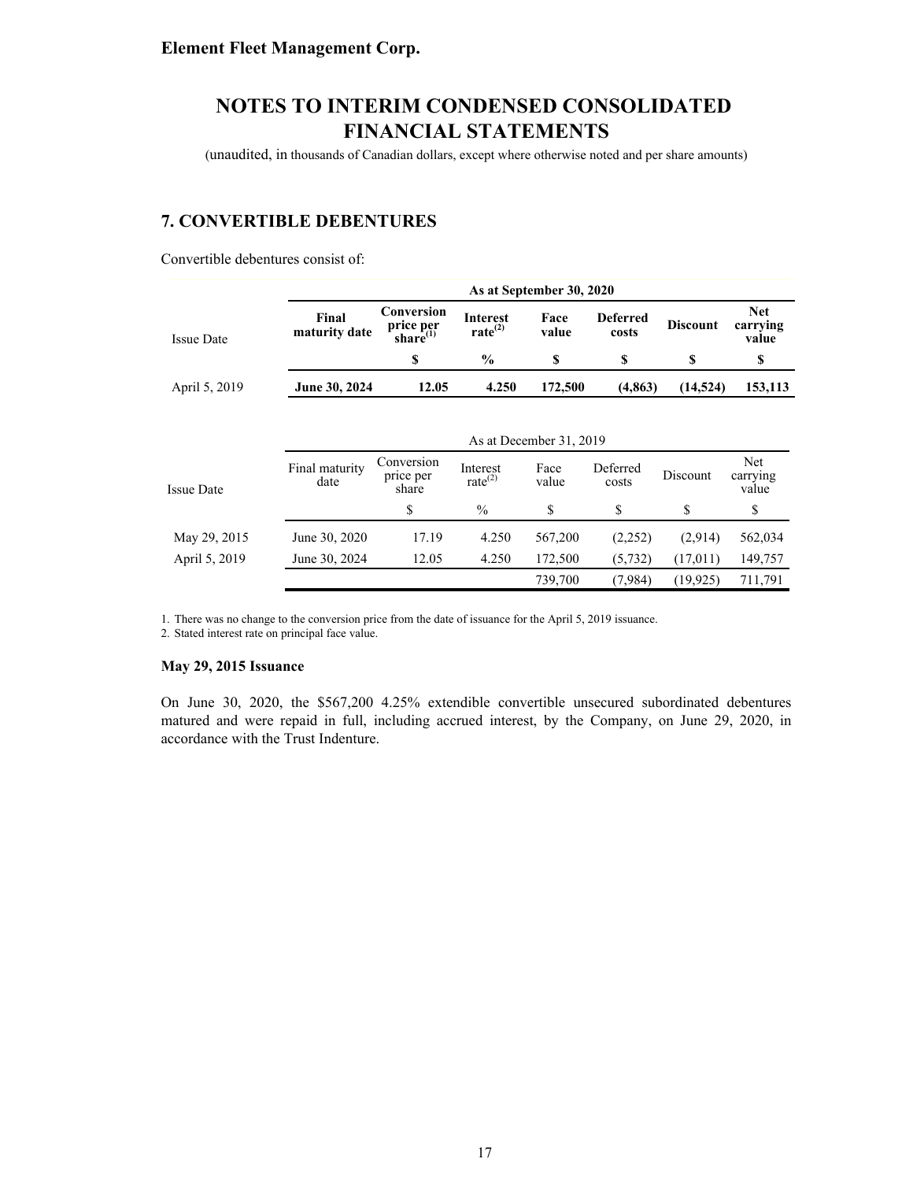Element Fleet Management Corp.

# NOTES TO INTERIM CONDENSED CONSOLIDATED FINANCIAL STATEMENTS

(unaudited, in thousands of Canadian dollars, except where otherwise noted and per share amounts)

## 7. CONVERTIBLE DEBENTURES

Convertible debentures consist of:

| | **As at September 30, 2020** | | | | | | |
|---|---|---|---|---|---|---|---|
| Issue Date | **Final maturity date** | **Conversion price per share[1]** | **Interest rate[2]** | **Face value** | **Deferred costs** | **Discount** | **Net carrying value** |
| | | **$** | **%** | **$** | **$** | **$** | **$** |
| April 5, 2019 | **June 30, 2024** | **12.05** | **4.250** | **172,500** | **(4,863)** | **(14,524)** | **153,113** |

| | As at December 31, 2019 | | | | | | |
|---|---|---|---|---|---|---|---|
| Issue Date | Final maturity date | Conversion price per share | Interest rate[2] | Face value | Deferred costs | Discount | Net carrying value |
| | | $ | % | $ | $ | $ | $ |
| May 29, 2015 | June 30, 2020 | 17.19 | 4.250 | 567,200 | (2,252) | (2,914) | 562,034 |
| April 5, 2019 | June 30, 2024 | 12.05 | 4.250 | 172,500 | (5,732) | (17,011) | 149,757 |
| | | | | 739,700 | (7,984) | (19,925) | 711,791 |

1. There was no change to the conversion price from the date of issuance for the April 5, 2019 issuance.
2. Stated interest rate on principal face value.

### May 29, 2015 Issuance

On June 30, 2020, the $567,200 4.25% extendible convertible unsecured subordinated debentures matured and were repaid in full, including accrued interest, by the Company, on June 29, 2020, in accordance with the Trust Indenture.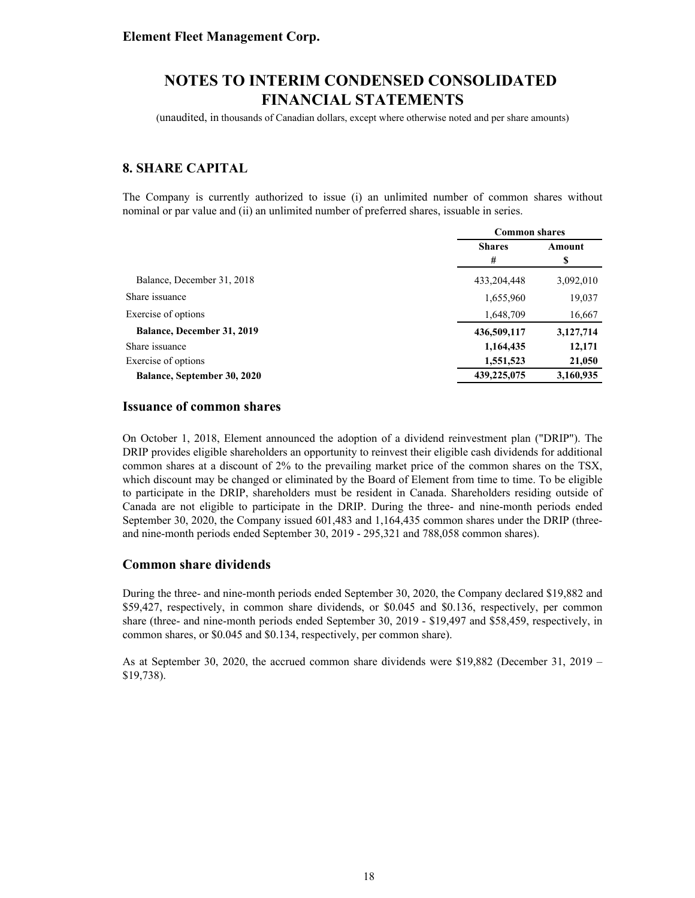# NOTES TO INTERIM CONDENSED CONSOLIDATED FINANCIAL STATEMENTS

(unaudited, in thousands of Canadian dollars, except where otherwise noted and per share amounts)

## 8. SHARE CAPITAL

The Company is currently authorized to issue (i) an unlimited number of common shares without nominal or par value and (ii) an unlimited number of preferred shares, issuable in series.

| | Common shares | |
|---|---|---|
| | **Shares** # | **Amount** $ |
| Balance, December 31, 2018 | 433,204,448 | 3,092,010 |
| Share issuance | 1,655,960 | 19,037 |
| Exercise of options | 1,648,709 | 16,667 |
| **Balance, December 31, 2019** | **436,509,117** | **3,127,714** |
| Share issuance | **1,164,435** | **12,171** |
| Exercise of options | **1,551,523** | **21,050** |
| **Balance, September 30, 2020** | **439,225,075** | **3,160,935** |

### Issuance of common shares

On October 1, 2018, Element announced the adoption of a dividend reinvestment plan ("DRIP"). The DRIP provides eligible shareholders an opportunity to reinvest their eligible cash dividends for additional common shares at a discount of 2% to the prevailing market price of the common shares on the TSX, which discount may be changed or eliminated by the Board of Element from time to time. To be eligible to participate in the DRIP, shareholders must be resident in Canada. Shareholders residing outside of Canada are not eligible to participate in the DRIP. During the three- and nine-month periods ended September 30, 2020, the Company issued 601,483 and 1,164,435 common shares under the DRIP (three- and nine-month periods ended September 30, 2019 - 295,321 and 788,058 common shares).

### Common share dividends

During the three- and nine-month periods ended September 30, 2020, the Company declared $19,882 and $59,427, respectively, in common share dividends, or $0.045 and $0.136, respectively, per common share (three- and nine-month periods ended September 30, 2019 - $19,497 and $58,459, respectively, in common shares, or $0.045 and $0.134, respectively, per common share).

As at September 30, 2020, the accrued common share dividends were $19,882 (December 31, 2019 – $19,738).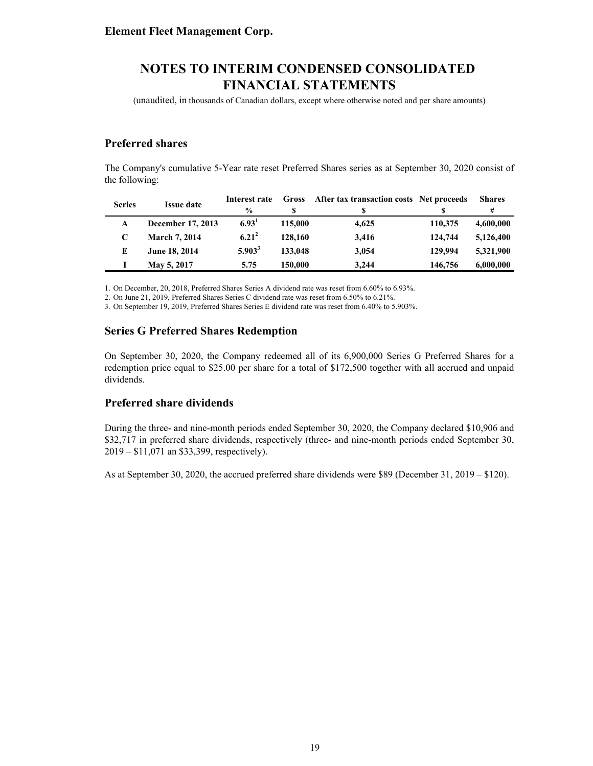## Preferred shares

The Company's cumulative 5-Year rate reset Preferred Shares series as at September 30, 2020 consist of the following:

| Series | Issue date | Interest rate % | Gross $ | After tax transaction costs $ | Net proceeds $ | Shares # |
|---|---|---|---|---|---|---|
| A | December 17, 2013 | 6.93[1] | 115,000 | 4,625 | 110,375 | 4,600,000 |
| C | March 7, 2014 | 6.21[2] | 128,160 | 3,416 | 124,744 | 5,126,400 |
| E | June 18, 2014 | 5.903[3] | 133,048 | 3,054 | 129,994 | 5,321,900 |
| I | May 5, 2017 | 5.75 | 150,000 | 3,244 | 146,756 | 6,000,000 |

1. On December, 20, 2018, Preferred Shares Series A dividend rate was reset from 6.60% to 6.93%.
2. On June 21, 2019, Preferred Shares Series C dividend rate was reset from 6.50% to 6.21%.
3. On September 19, 2019, Preferred Shares Series E dividend rate was reset from 6.40% to 5.903%.

## Series G Preferred Shares Redemption

On September 30, 2020, the Company redeemed all of its 6,900,000 Series G Preferred Shares for a redemption price equal to $25.00 per share for a total of $172,500 together with all accrued and unpaid dividends.

## Preferred share dividends

During the three- and nine-month periods ended September 30, 2020, the Company declared $10,906 and $32,717 in preferred share dividends, respectively (three- and nine-month periods ended September 30, 2019 – $11,071 an $33,399, respectively).

As at September 30, 2020, the accrued preferred share dividends were $89 (December 31, 2019 – $120).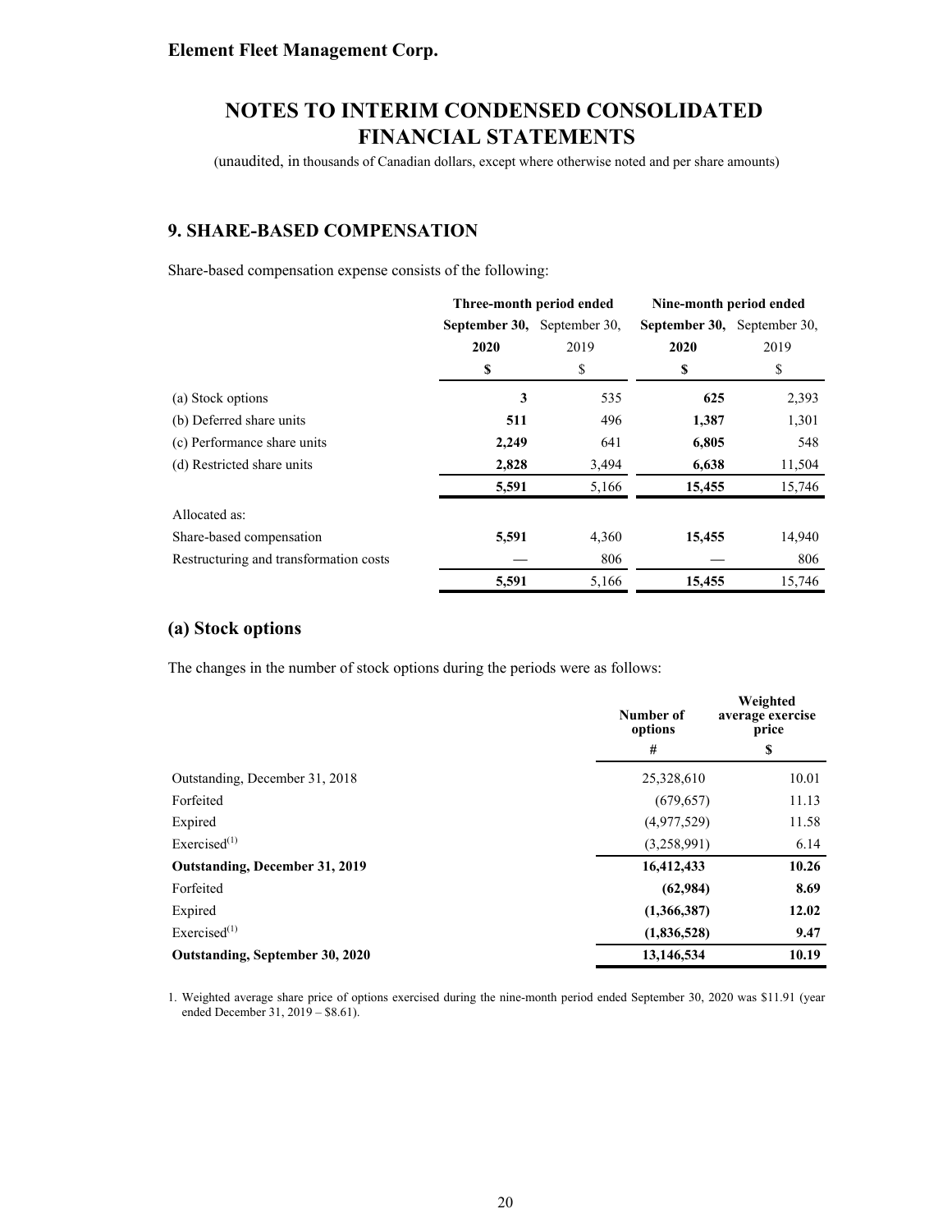**Element Fleet Management Corp.**

# NOTES TO INTERIM CONDENSED CONSOLIDATED FINANCIAL STATEMENTS

(unaudited, in thousands of Canadian dollars, except where otherwise noted and per share amounts)

## 9. SHARE-BASED COMPENSATION

Share-based compensation expense consists of the following:

| | Three-month period ended | | Nine-month period ended | |
|---|---|---|---|---|
| | **September 30, 2020** | September 30, 2019 | **September 30, 2020** | September 30, 2019 |
| | **$** | $ | **$** | $ |
| (a) Stock options | **3** | 535 | **625** | 2,393 |
| (b) Deferred share units | **511** | 496 | **1,387** | 1,301 |
| (c) Performance share units | **2,249** | 641 | **6,805** | 548 |
| (d) Restricted share units | **2,828** | 3,494 | **6,638** | 11,504 |
| | **5,591** | 5,166 | **15,455** | 15,746 |
| Allocated as: | | | | |
| Share-based compensation | **5,591** | 4,360 | **15,455** | 14,940 |
| Restructuring and transformation costs | **—** | 806 | **—** | 806 |
| | **5,591** | 5,166 | **15,455** | 15,746 |

## (a) Stock options

The changes in the number of stock options during the periods were as follows:

| | Number of options | Weighted average exercise price |
|---|---|---|
| | # | $ |
| Outstanding, December 31, 2018 | 25,328,610 | 10.01 |
| Forfeited | (679,657) | 11.13 |
| Expired | (4,977,529) | 11.58 |
| Exercised[(1)] | (3,258,991) | 6.14 |
| **Outstanding, December 31, 2019** | **16,412,433** | **10.26** |
| Forfeited | **(62,984)** | **8.69** |
| Expired | **(1,366,387)** | **12.02** |
| Exercised[(1)] | **(1,836,528)** | **9.47** |
| **Outstanding, September 30, 2020** | **13,146,534** | **10.19** |

1. Weighted average share price of options exercised during the nine-month period ended September 30, 2020 was $11.91 (year ended December 31, 2019 – $8.61).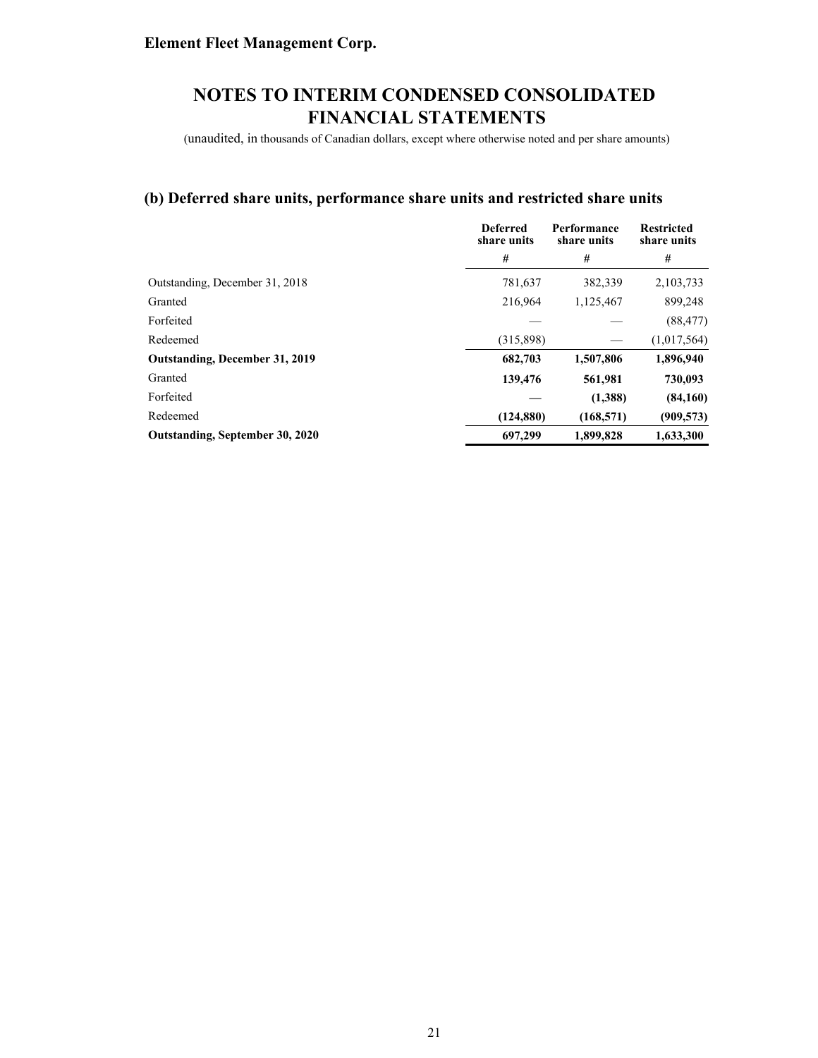Element Fleet Management Corp.

# NOTES TO INTERIM CONDENSED CONSOLIDATED FINANCIAL STATEMENTS

(unaudited, in thousands of Canadian dollars, except where otherwise noted and per share amounts)

## (b) Deferred share units, performance share units and restricted share units

| | Deferred share units | Performance share units | Restricted share units |
|---|---|---|---|
| | # | # | # |
| Outstanding, December 31, 2018 | 781,637 | 382,339 | 2,103,733 |
| Granted | 216,964 | 1,125,467 | 899,248 |
| Forfeited | — | — | (88,477) |
| Redeemed | (315,898) | — | (1,017,564) |
| **Outstanding, December 31, 2019** | **682,703** | **1,507,806** | **1,896,940** |
| Granted | **139,476** | **561,981** | **730,093** |
| Forfeited | **—** | **(1,388)** | **(84,160)** |
| Redeemed | **(124,880)** | **(168,571)** | **(909,573)** |
| **Outstanding, September 30, 2020** | **697,299** | **1,899,828** | **1,633,300** |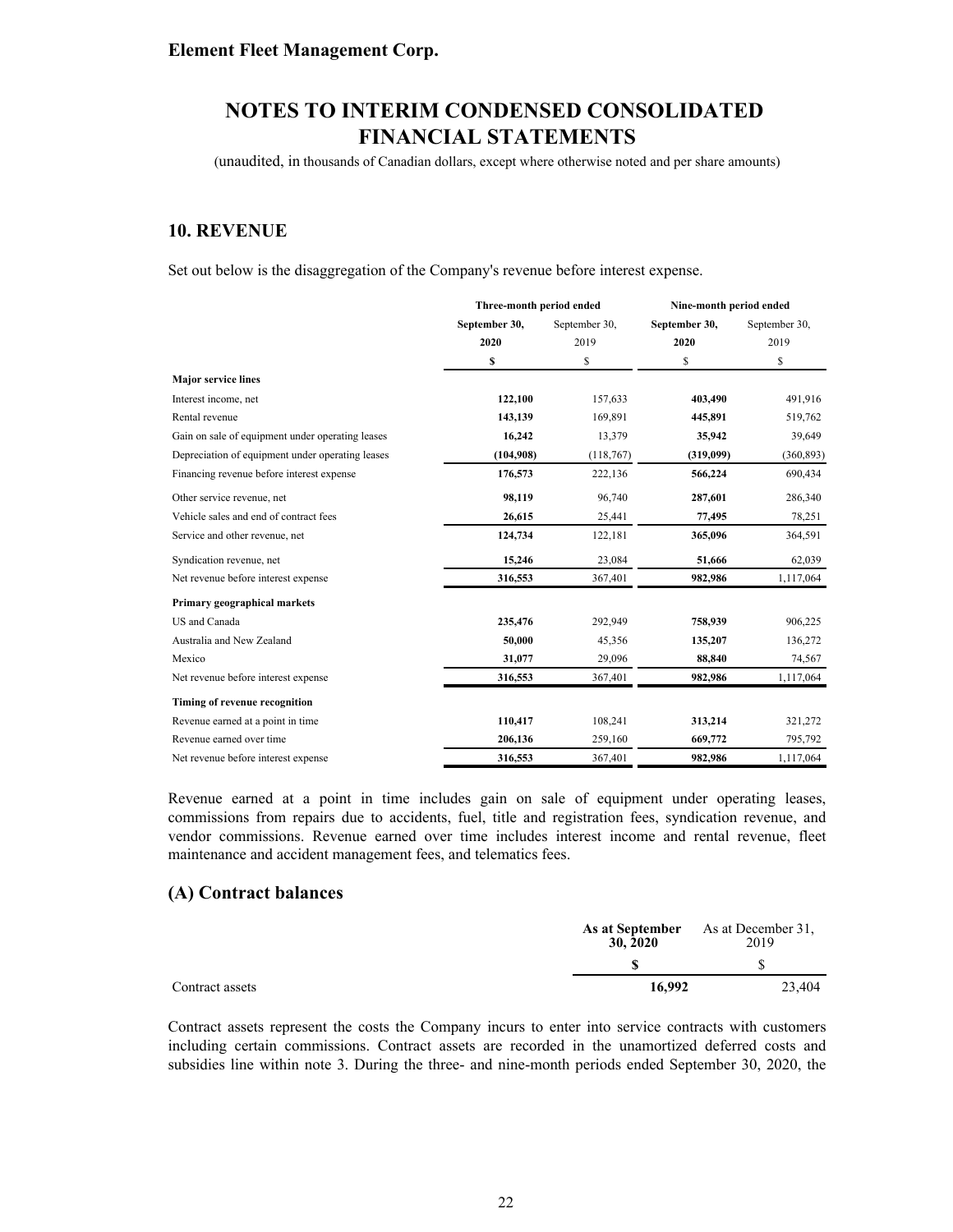**Element Fleet Management Corp.**

# NOTES TO INTERIM CONDENSED CONSOLIDATED FINANCIAL STATEMENTS

(unaudited, in thousands of Canadian dollars, except where otherwise noted and per share amounts)

## 10. REVENUE

Set out below is the disaggregation of the Company's revenue before interest expense.

| | Three-month period ended | | Nine-month period ended | |
|---|---|---|---|---|
| | **September 30, 2020** | September 30, 2019 | **September 30, 2020** | September 30, 2019 |
| | **$** | $ | $ | $ |
| **Major service lines** | | | | |
| Interest income, net | **122,100** | 157,633 | **403,490** | 491,916 |
| Rental revenue | **143,139** | 169,891 | **445,891** | 519,762 |
| Gain on sale of equipment under operating leases | **16,242** | 13,379 | **35,942** | 39,649 |
| Depreciation of equipment under operating leases | **(104,908)** | (118,767) | **(319,099)** | (360,893) |
| Financing revenue before interest expense | **176,573** | 222,136 | **566,224** | 690,434 |
| Other service revenue, net | **98,119** | 96,740 | **287,601** | 286,340 |
| Vehicle sales and end of contract fees | **26,615** | 25,441 | **77,495** | 78,251 |
| Service and other revenue, net | **124,734** | 122,181 | **365,096** | 364,591 |
| Syndication revenue, net | **15,246** | 23,084 | **51,666** | 62,039 |
| Net revenue before interest expense | **316,553** | 367,401 | **982,986** | 1,117,064 |
| **Primary geographical markets** | | | | |
| US and Canada | **235,476** | 292,949 | **758,939** | 906,225 |
| Australia and New Zealand | **50,000** | 45,356 | **135,207** | 136,272 |
| Mexico | **31,077** | 29,096 | **88,840** | 74,567 |
| Net revenue before interest expense | **316,553** | 367,401 | **982,986** | 1,117,064 |
| **Timing of revenue recognition** | | | | |
| Revenue earned at a point in time | **110,417** | 108,241 | **313,214** | 321,272 |
| Revenue earned over time | **206,136** | 259,160 | **669,772** | 795,792 |
| Net revenue before interest expense | **316,553** | 367,401 | **982,986** | 1,117,064 |

Revenue earned at a point in time includes gain on sale of equipment under operating leases, commissions from repairs due to accidents, fuel, title and registration fees, syndication revenue, and vendor commissions. Revenue earned over time includes interest income and rental revenue, fleet maintenance and accident management fees, and telematics fees.

### (A) Contract balances

| | **As at September 30, 2020** | As at December 31, 2019 |
|---|---|---|
| | **$** | $ |
| Contract assets | **16,992** | 23,404 |

Contract assets represent the costs the Company incurs to enter into service contracts with customers including certain commissions. Contract assets are recorded in the unamortized deferred costs and subsidies line within note 3. During the three- and nine-month periods ended September 30, 2020, the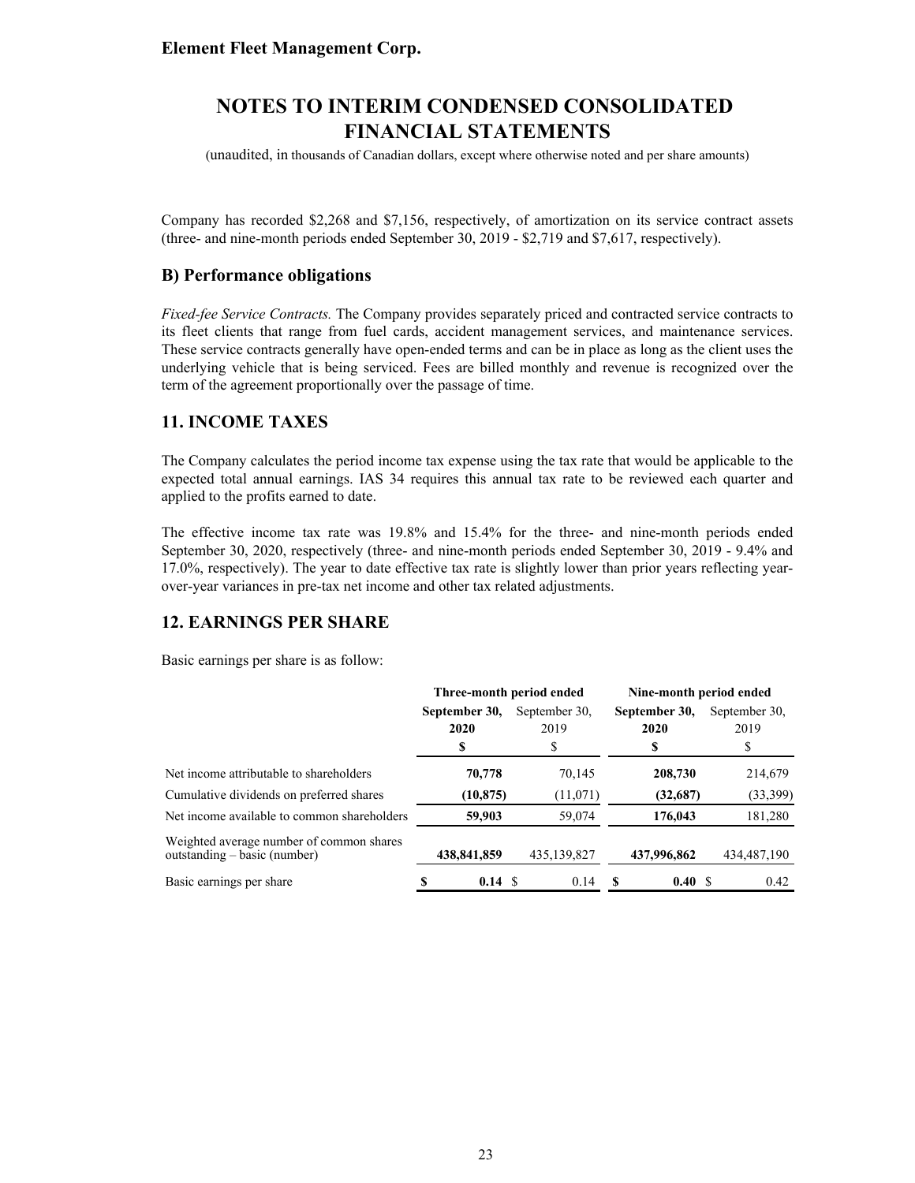Company has recorded $2,268 and $7,156, respectively, of amortization on its service contract assets (three- and nine-month periods ended September 30, 2019 - $2,719 and $7,617, respectively).

## B) Performance obligations

*Fixed-fee Service Contracts.* The Company provides separately priced and contracted service contracts to its fleet clients that range from fuel cards, accident management services, and maintenance services. These service contracts generally have open-ended terms and can be in place as long as the client uses the underlying vehicle that is being serviced. Fees are billed monthly and revenue is recognized over the term of the agreement proportionally over the passage of time.

## 11. INCOME TAXES

The Company calculates the period income tax expense using the tax rate that would be applicable to the expected total annual earnings. IAS 34 requires this annual tax rate to be reviewed each quarter and applied to the profits earned to date.

The effective income tax rate was 19.8% and 15.4% for the three- and nine-month periods ended September 30, 2020, respectively (three- and nine-month periods ended September 30, 2019 - 9.4% and 17.0%, respectively). The year to date effective tax rate is slightly lower than prior years reflecting year-over-year variances in pre-tax net income and other tax related adjustments.

## 12. EARNINGS PER SHARE

Basic earnings per share is as follow:

| | Three-month period ended | | Nine-month period ended | |
|---|---|---|---|---|
| | **September 30, 2020** | September 30, 2019 | **September 30, 2020** | September 30, 2019 |
| | **$** | $ | **$** | $ |
| Net income attributable to shareholders | **70,778** | 70,145 | **208,730** | 214,679 |
| Cumulative dividends on preferred shares | **(10,875)** | (11,071) | **(32,687)** | (33,399) |
| Net income available to common shareholders | **59,903** | 59,074 | **176,043** | 181,280 |
| Weighted average number of common shares outstanding – basic (number) | **438,841,859** | 435,139,827 | **437,996,862** | 434,487,190 |
| Basic earnings per share | **$ 0.14** | $ 0.14 | **$ 0.40** | $ 0.42 |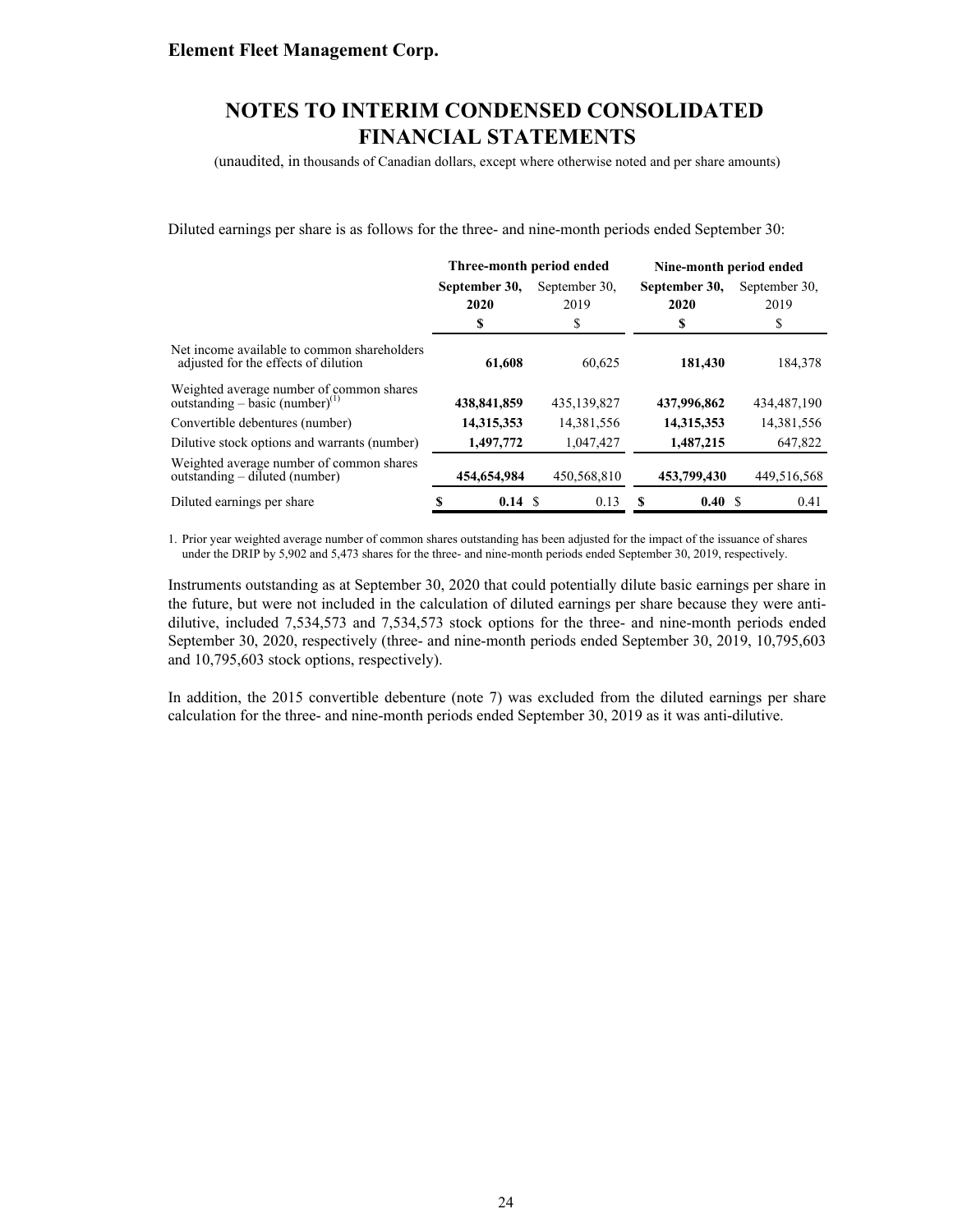Diluted earnings per share is as follows for the three- and nine-month periods ended September 30:

| | Three-month period ended | | Nine-month period ended | |
|---|---|---|---|---|
| | **September 30, 2020** | September 30, 2019 | **September 30, 2020** | September 30, 2019 |
| | **$** | $ | **$** | $ |
| Net income available to common shareholders adjusted for the effects of dilution | **61,608** | 60,625 | **181,430** | 184,378 |
| Weighted average number of common shares outstanding – basic (number)[1] | **438,841,859** | 435,139,827 | **437,996,862** | 434,487,190 |
| Convertible debentures (number) | **14,315,353** | 14,381,556 | **14,315,353** | 14,381,556 |
| Dilutive stock options and warrants (number) | **1,497,772** | 1,047,427 | **1,487,215** | 647,822 |
| Weighted average number of common shares outstanding – diluted (number) | **454,654,984** | 450,568,810 | **453,799,430** | 449,516,568 |
| Diluted earnings per share | **$ 0.14** | $ 0.13 | **$ 0.40** | $ 0.41 |

1. Prior year weighted average number of common shares outstanding has been adjusted for the impact of the issuance of shares under the DRIP by 5,902 and 5,473 shares for the three- and nine-month periods ended September 30, 2019, respectively.

Instruments outstanding as at September 30, 2020 that could potentially dilute basic earnings per share in the future, but were not included in the calculation of diluted earnings per share because they were anti-dilutive, included 7,534,573 and 7,534,573 stock options for the three- and nine-month periods ended September 30, 2020, respectively (three- and nine-month periods ended September 30, 2019, 10,795,603 and 10,795,603 stock options, respectively).

In addition, the 2015 convertible debenture (note 7) was excluded from the diluted earnings per share calculation for the three- and nine-month periods ended September 30, 2019 as it was anti-dilutive.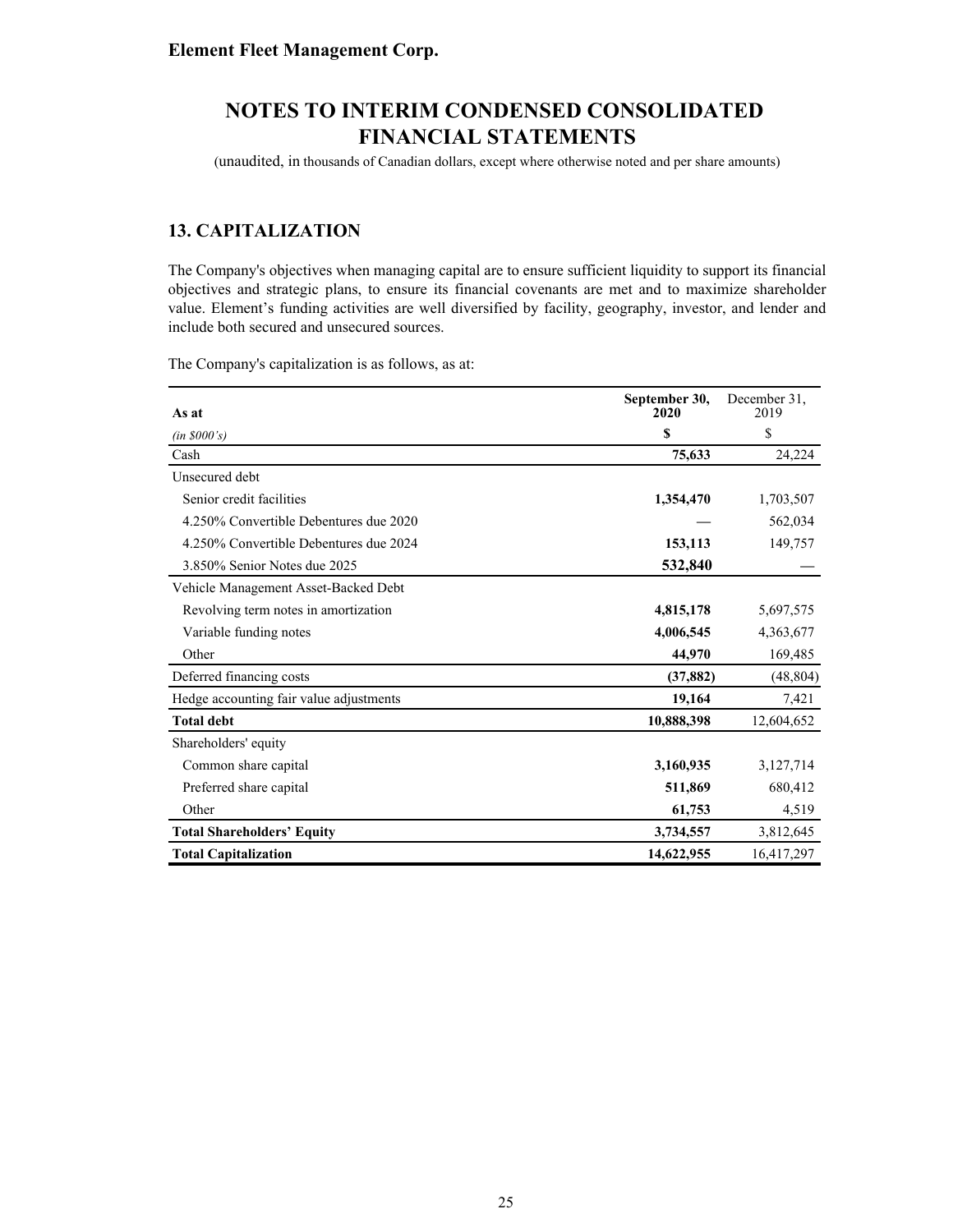Element Fleet Management Corp.

# NOTES TO INTERIM CONDENSED CONSOLIDATED FINANCIAL STATEMENTS

(unaudited, in thousands of Canadian dollars, except where otherwise noted and per share amounts)

## 13. CAPITALIZATION

The Company's objectives when managing capital are to ensure sufficient liquidity to support its financial objectives and strategic plans, to ensure its financial covenants are met and to maximize shareholder value. Element's funding activities are well diversified by facility, geography, investor, and lender and include both secured and unsecured sources.

The Company's capitalization is as follows, as at:

| **As at** | **September 30, 2020** | December 31, 2019 |
|---|---|---|
| *(in $000's)* | **$** | $ |
| Cash | **75,633** | 24,224 |
| Unsecured debt | | |
| Senior credit facilities | **1,354,470** | 1,703,507 |
| 4.250% Convertible Debentures due 2020 | — | 562,034 |
| 4.250% Convertible Debentures due 2024 | **153,113** | 149,757 |
| 3.850% Senior Notes due 2025 | **532,840** | — |
| Vehicle Management Asset-Backed Debt | | |
| Revolving term notes in amortization | **4,815,178** | 5,697,575 |
| Variable funding notes | **4,006,545** | 4,363,677 |
| Other | **44,970** | 169,485 |
| Deferred financing costs | **(37,882)** | (48,804) |
| Hedge accounting fair value adjustments | **19,164** | 7,421 |
| **Total debt** | **10,888,398** | 12,604,652 |
| Shareholders' equity | | |
| Common share capital | **3,160,935** | 3,127,714 |
| Preferred share capital | **511,869** | 680,412 |
| Other | **61,753** | 4,519 |
| **Total Shareholders' Equity** | **3,734,557** | 3,812,645 |
| **Total Capitalization** | **14,622,955** | 16,417,297 |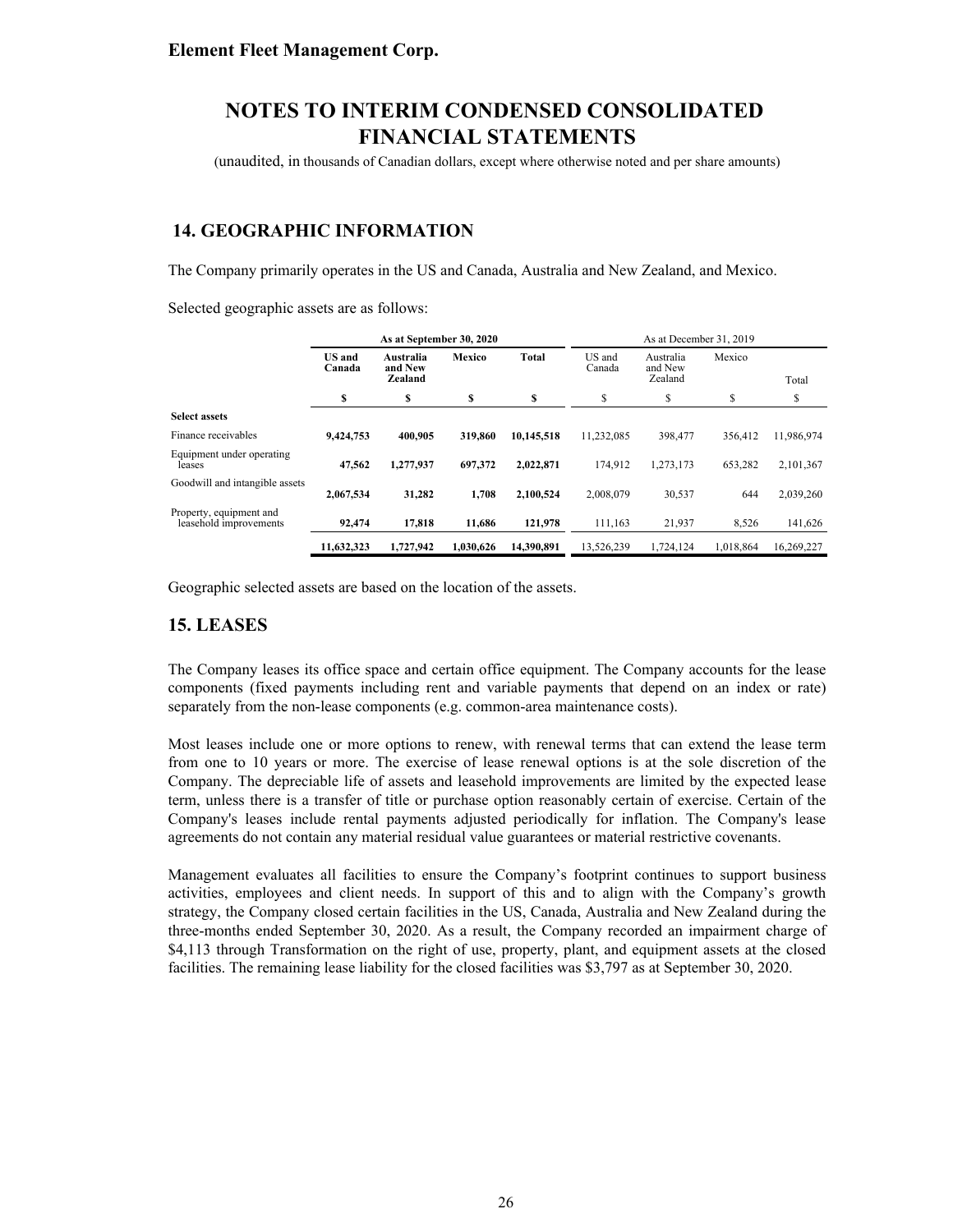**Element Fleet Management Corp.**

# NOTES TO INTERIM CONDENSED CONSOLIDATED FINANCIAL STATEMENTS

(unaudited, in thousands of Canadian dollars, except where otherwise noted and per share amounts)

## 14. GEOGRAPHIC INFORMATION

The Company primarily operates in the US and Canada, Australia and New Zealand, and Mexico.

Selected geographic assets are as follows:

| | As at September 30, 2020 | | | | As at December 31, 2019 | | | |
|---|---|---|---|---|---|---|---|---|
| | **US and Canada** | **Australia and New Zealand** | **Mexico** | **Total** | US and Canada | Australia and New Zealand | Mexico | Total |
| | **$** | **$** | **$** | **$** | $ | $ | $ | $ |
| **Select assets** | | | | | | | | |
| Finance receivables | **9,424,753** | **400,905** | **319,860** | **10,145,518** | 11,232,085 | 398,477 | 356,412 | 11,986,974 |
| Equipment under operating leases | **47,562** | **1,277,937** | **697,372** | **2,022,871** | 174,912 | 1,273,173 | 653,282 | 2,101,367 |
| Goodwill and intangible assets | **2,067,534** | **31,282** | **1,708** | **2,100,524** | 2,008,079 | 30,537 | 644 | 2,039,260 |
| Property, equipment and leasehold improvements | **92,474** | **17,818** | **11,686** | **121,978** | 111,163 | 21,937 | 8,526 | 141,626 |
| | **11,632,323** | **1,727,942** | **1,030,626** | **14,390,891** | 13,526,239 | 1,724,124 | 1,018,864 | 16,269,227 |

Geographic selected assets are based on the location of the assets.

## 15. LEASES

The Company leases its office space and certain office equipment. The Company accounts for the lease components (fixed payments including rent and variable payments that depend on an index or rate) separately from the non-lease components (e.g. common-area maintenance costs).

Most leases include one or more options to renew, with renewal terms that can extend the lease term from one to 10 years or more. The exercise of lease renewal options is at the sole discretion of the Company. The depreciable life of assets and leasehold improvements are limited by the expected lease term, unless there is a transfer of title or purchase option reasonably certain of exercise. Certain of the Company's leases include rental payments adjusted periodically for inflation. The Company's lease agreements do not contain any material residual value guarantees or material restrictive covenants.

Management evaluates all facilities to ensure the Company's footprint continues to support business activities, employees and client needs. In support of this and to align with the Company's growth strategy, the Company closed certain facilities in the US, Canada, Australia and New Zealand during the three-months ended September 30, 2020. As a result, the Company recorded an impairment charge of $4,113 through Transformation on the right of use, property, plant, and equipment assets at the closed facilities. The remaining lease liability for the closed facilities was $3,797 as at September 30, 2020.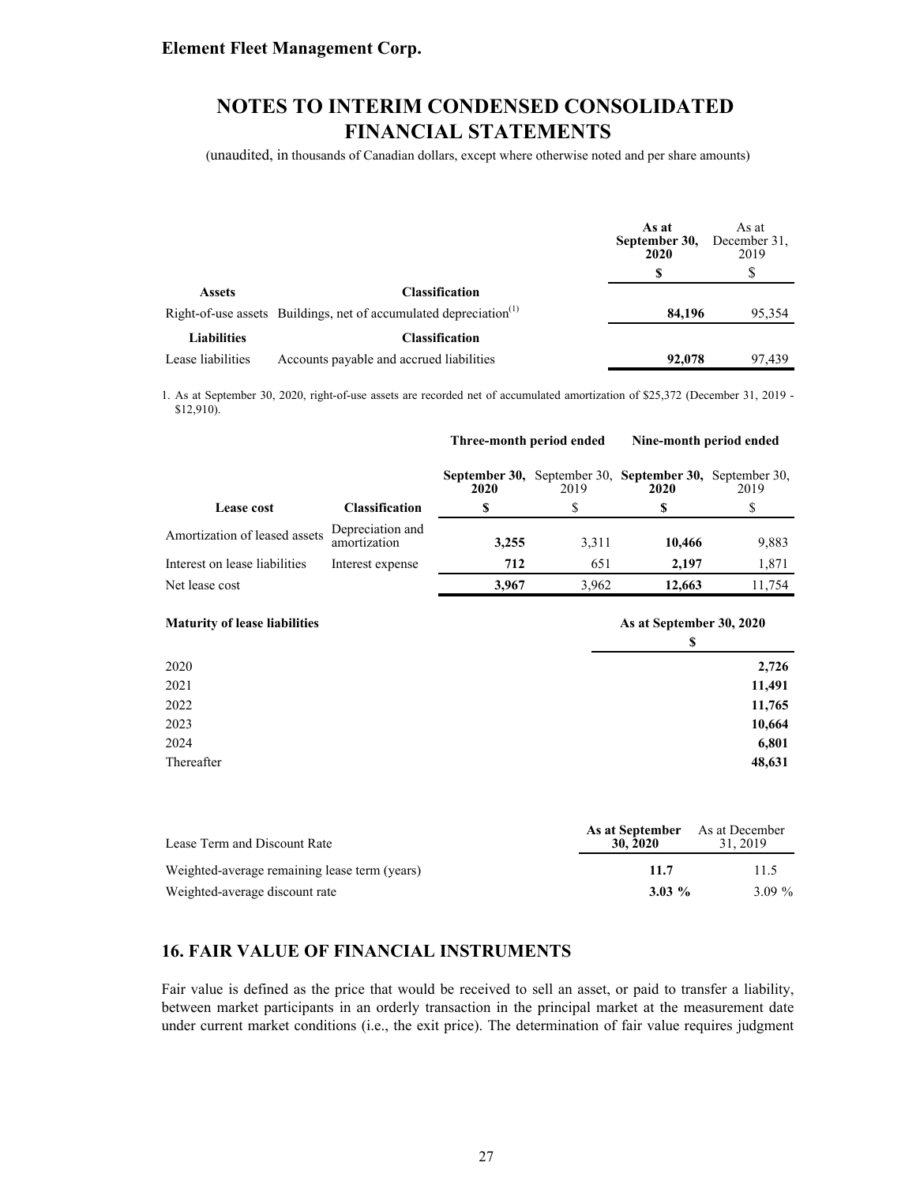| | | As at September 30, 2020 | As at December 31, 2019 |
|---|---|---|---|
| | | **$** | $ |
| **Assets** | **Classification** | | |
| Right-of-use assets | Buildings, net of accumulated depreciation[1] | **84,196** | 95,354 |
| **Liabilities** | **Classification** | | |
| Lease liabilities | Accounts payable and accrued liabilities | **92,078** | 97,439 |

1. As at September 30, 2020, right-of-use assets are recorded net of accumulated amortization of $25,372 (December 31, 2019 - $12,910).

| | | Three-month period ended | | Nine-month period ended | |
|---|---|---|---|---|---|
| | | **September 30, 2020** | September 30, 2019 | **September 30, 2020** | September 30, 2019 |
| **Lease cost** | **Classification** | **$** | $ | **$** | $ |
| Amortization of leased assets | Depreciation and amortization | **3,255** | 3,311 | **10,466** | 9,883 |
| Interest on lease liabilities | Interest expense | **712** | 651 | **2,197** | 1,871 |
| Net lease cost | | **3,967** | 3,962 | **12,663** | 11,754 |

| **Maturity of lease liabilities** | **As at September 30, 2020** |
|---|---|
| | **$** |
| 2020 | **2,726** |
| 2021 | **11,491** |
| 2022 | **11,765** |
| 2023 | **10,664** |
| 2024 | **6,801** |
| Thereafter | **48,631** |

| Lease Term and Discount Rate | As at September 30, 2020 | As at December 31, 2019 |
|---|---|---|
| Weighted-average remaining lease term (years) | **11.7** | 11.5 |
| Weighted-average discount rate | **3.03 %** | 3.09 % |

## 16. FAIR VALUE OF FINANCIAL INSTRUMENTS

Fair value is defined as the price that would be received to sell an asset, or paid to transfer a liability, between market participants in an orderly transaction in the principal market at the measurement date under current market conditions (i.e., the exit price). The determination of fair value requires judgment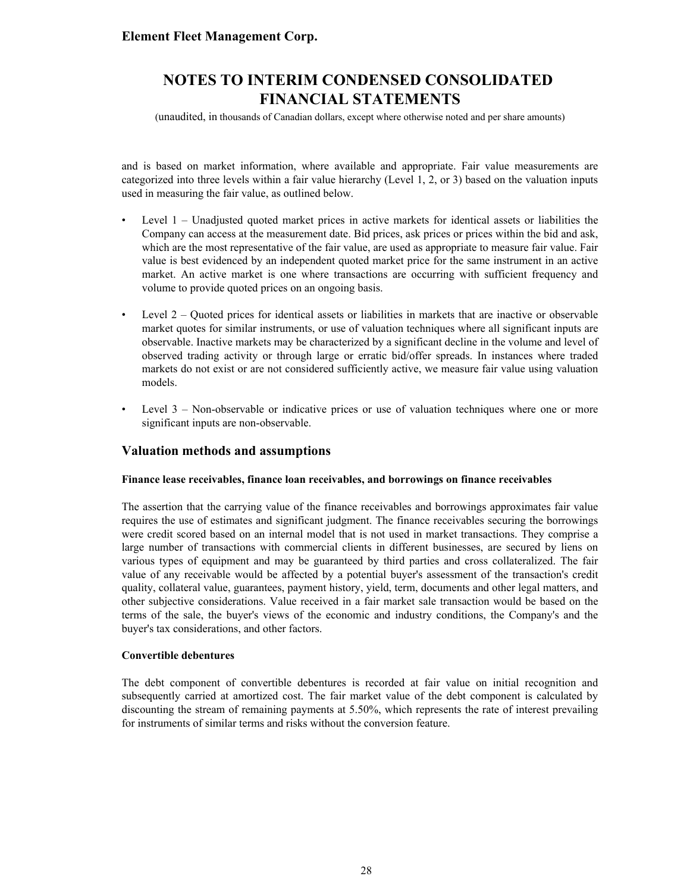and is based on market information, where available and appropriate. Fair value measurements are categorized into three levels within a fair value hierarchy (Level 1, 2, or 3) based on the valuation inputs used in measuring the fair value, as outlined below.

- Level 1 – Unadjusted quoted market prices in active markets for identical assets or liabilities the Company can access at the measurement date. Bid prices, ask prices or prices within the bid and ask, which are the most representative of the fair value, are used as appropriate to measure fair value. Fair value is best evidenced by an independent quoted market price for the same instrument in an active market. An active market is one where transactions are occurring with sufficient frequency and volume to provide quoted prices on an ongoing basis.

- Level 2 – Quoted prices for identical assets or liabilities in markets that are inactive or observable market quotes for similar instruments, or use of valuation techniques where all significant inputs are observable. Inactive markets may be characterized by a significant decline in the volume and level of observed trading activity or through large or erratic bid/offer spreads. In instances where traded markets do not exist or are not considered sufficiently active, we measure fair value using valuation models.

- Level 3 – Non-observable or indicative prices or use of valuation techniques where one or more significant inputs are non-observable.

## Valuation methods and assumptions

**Finance lease receivables, finance loan receivables, and borrowings on finance receivables**

The assertion that the carrying value of the finance receivables and borrowings approximates fair value requires the use of estimates and significant judgment. The finance receivables securing the borrowings were credit scored based on an internal model that is not used in market transactions. They comprise a large number of transactions with commercial clients in different businesses, are secured by liens on various types of equipment and may be guaranteed by third parties and cross collateralized. The fair value of any receivable would be affected by a potential buyer's assessment of the transaction's credit quality, collateral value, guarantees, payment history, yield, term, documents and other legal matters, and other subjective considerations. Value received in a fair market sale transaction would be based on the terms of the sale, the buyer's views of the economic and industry conditions, the Company's and the buyer's tax considerations, and other factors.

**Convertible debentures**

The debt component of convertible debentures is recorded at fair value on initial recognition and subsequently carried at amortized cost. The fair market value of the debt component is calculated by discounting the stream of remaining payments at 5.50%, which represents the rate of interest prevailing for instruments of similar terms and risks without the conversion feature.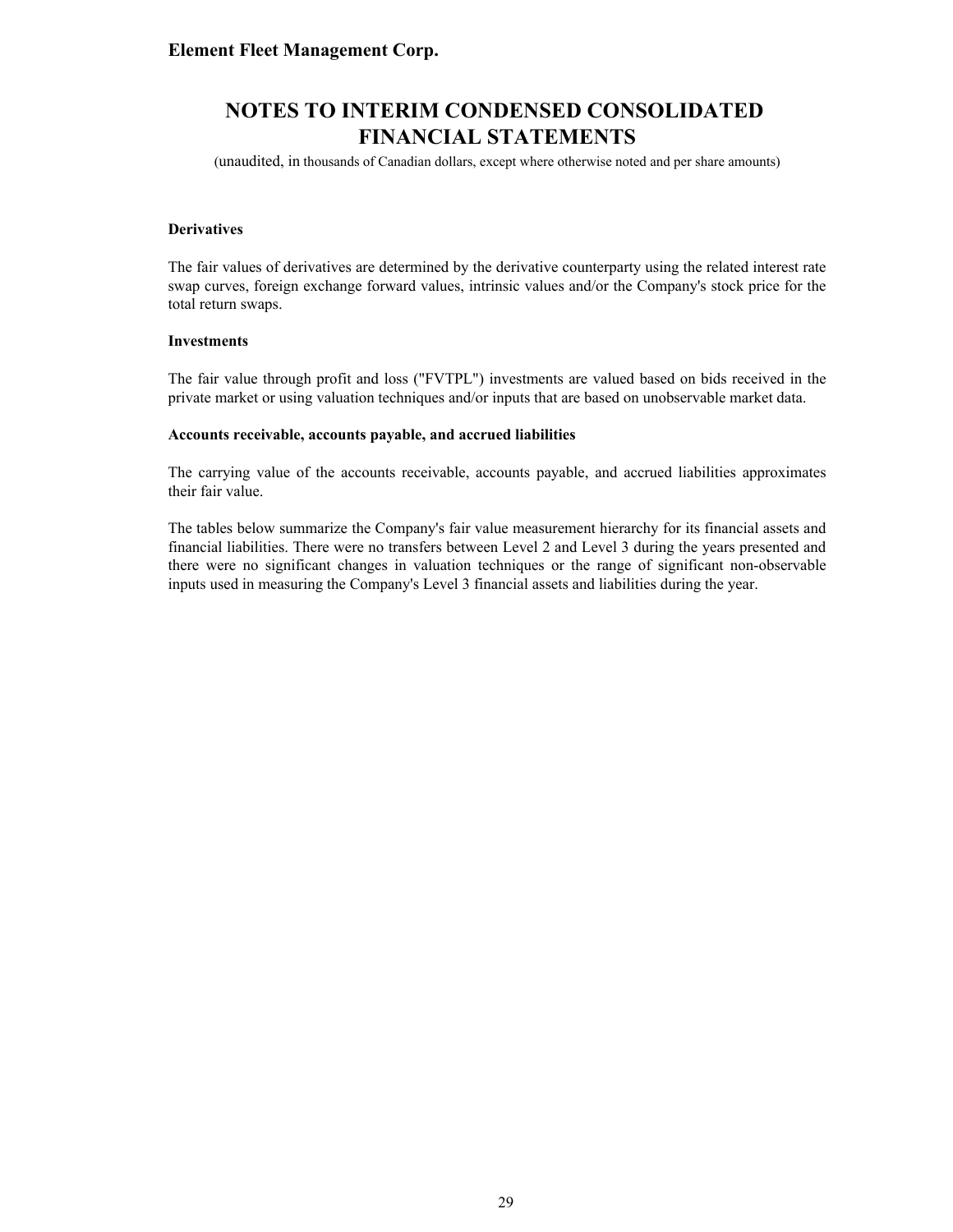**Derivatives**

The fair values of derivatives are determined by the derivative counterparty using the related interest rate swap curves, foreign exchange forward values, intrinsic values and/or the Company's stock price for the total return swaps.

**Investments**

The fair value through profit and loss ("FVTPL") investments are valued based on bids received in the private market or using valuation techniques and/or inputs that are based on unobservable market data.

**Accounts receivable, accounts payable, and accrued liabilities**

The carrying value of the accounts receivable, accounts payable, and accrued liabilities approximates their fair value.

The tables below summarize the Company's fair value measurement hierarchy for its financial assets and financial liabilities. There were no transfers between Level 2 and Level 3 during the years presented and there were no significant changes in valuation techniques or the range of significant non-observable inputs used in measuring the Company's Level 3 financial assets and liabilities during the year.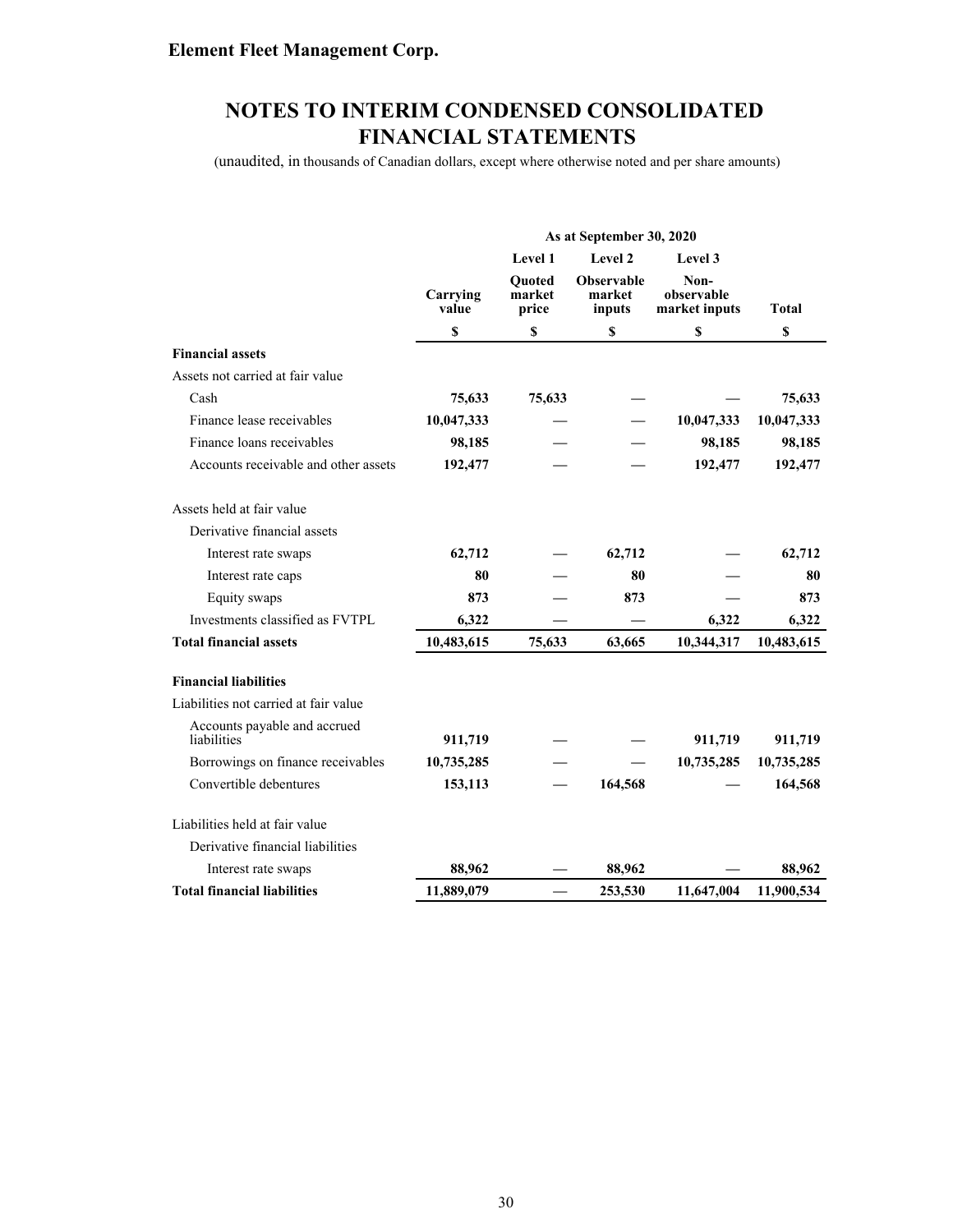Element Fleet Management Corp.

# NOTES TO INTERIM CONDENSED CONSOLIDATED FINANCIAL STATEMENTS

(unaudited, in thousands of Canadian dollars, except where otherwise noted and per share amounts)

| | As at September 30, 2020 | | | | |
|---|---|---|---|---|---|
| | | Level 1 | Level 2 | Level 3 | |
| | Carrying value | Quoted market price | Observable market inputs | Non-observable market inputs | Total |
| | $ | $ | $ | $ | $ |
| **Financial assets** | | | | | |
| Assets not carried at fair value | | | | | |
| Cash | **75,633** | **75,633** | — | — | **75,633** |
| Finance lease receivables | **10,047,333** | — | — | **10,047,333** | **10,047,333** |
| Finance loans receivables | **98,185** | — | — | **98,185** | **98,185** |
| Accounts receivable and other assets | **192,477** | — | — | **192,477** | **192,477** |
| Assets held at fair value | | | | | |
| Derivative financial assets | | | | | |
| Interest rate swaps | **62,712** | — | **62,712** | — | **62,712** |
| Interest rate caps | **80** | — | **80** | — | **80** |
| Equity swaps | **873** | — | **873** | — | **873** |
| Investments classified as FVTPL | **6,322** | — | — | **6,322** | **6,322** |
| **Total financial assets** | **10,483,615** | **75,633** | **63,665** | **10,344,317** | **10,483,615** |
| **Financial liabilities** | | | | | |
| Liabilities not carried at fair value | | | | | |
| Accounts payable and accrued liabilities | **911,719** | — | — | **911,719** | **911,719** |
| Borrowings on finance receivables | **10,735,285** | — | — | **10,735,285** | **10,735,285** |
| Convertible debentures | **153,113** | — | **164,568** | — | **164,568** |
| Liabilities held at fair value | | | | | |
| Derivative financial liabilities | | | | | |
| Interest rate swaps | **88,962** | — | **88,962** | — | **88,962** |
| **Total financial liabilities** | **11,889,079** | — | **253,530** | **11,647,004** | **11,900,534** |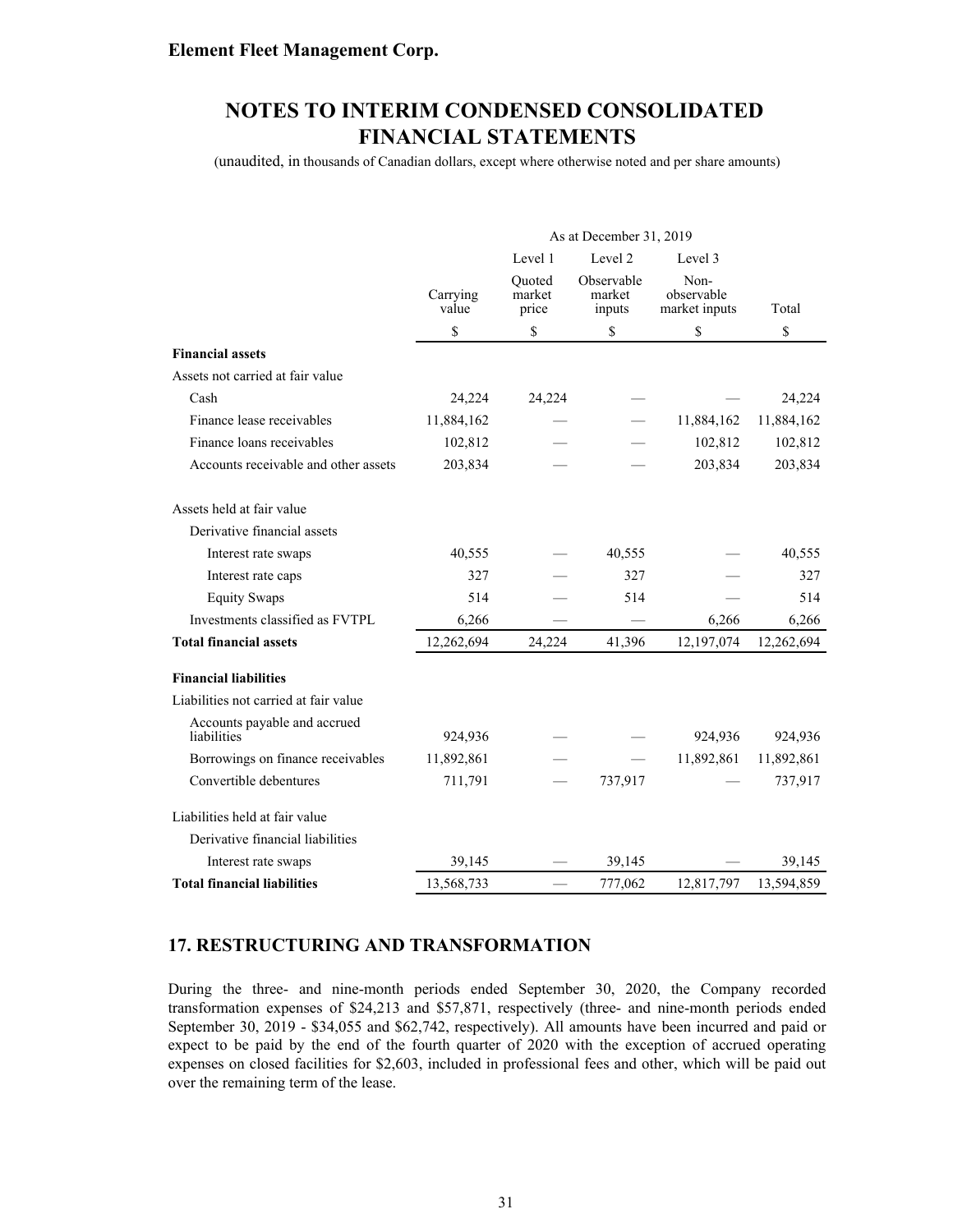| | As at December 31, 2019 | | | | |
|---|---|---|---|---|---|
| | | Level 1 | Level 2 | Level 3 | |
| | Carrying value | Quoted market price | Observable market inputs | Non-observable market inputs | Total |
| | $ | $ | $ | $ | $ |
| **Financial assets** | | | | | |
| Assets not carried at fair value | | | | | |
| Cash | 24,224 | 24,224 | — | — | 24,224 |
| Finance lease receivables | 11,884,162 | — | — | 11,884,162 | 11,884,162 |
| Finance loans receivables | 102,812 | — | — | 102,812 | 102,812 |
| Accounts receivable and other assets | 203,834 | — | — | 203,834 | 203,834 |
| Assets held at fair value | | | | | |
| Derivative financial assets | | | | | |
| Interest rate swaps | 40,555 | — | 40,555 | — | 40,555 |
| Interest rate caps | 327 | — | 327 | — | 327 |
| Equity Swaps | 514 | — | 514 | — | 514 |
| Investments classified as FVTPL | 6,266 | — | — | 6,266 | 6,266 |
| **Total financial assets** | 12,262,694 | 24,224 | 41,396 | 12,197,074 | 12,262,694 |
| **Financial liabilities** | | | | | |
| Liabilities not carried at fair value | | | | | |
| Accounts payable and accrued liabilities | 924,936 | — | — | 924,936 | 924,936 |
| Borrowings on finance receivables | 11,892,861 | — | — | 11,892,861 | 11,892,861 |
| Convertible debentures | 711,791 | — | 737,917 | — | 737,917 |
| Liabilities held at fair value | | | | | |
| Derivative financial liabilities | | | | | |
| Interest rate swaps | 39,145 | — | 39,145 | — | 39,145 |
| **Total financial liabilities** | 13,568,733 | — | 777,062 | 12,817,797 | 13,594,859 |

## 17. RESTRUCTURING AND TRANSFORMATION

During the three- and nine-month periods ended September 30, 2020, the Company recorded transformation expenses of $24,213 and $57,871, respectively (three- and nine-month periods ended September 30, 2019 - $34,055 and $62,742, respectively). All amounts have been incurred and paid or expect to be paid by the end of the fourth quarter of 2020 with the exception of accrued operating expenses on closed facilities for $2,603, included in professional fees and other, which will be paid out over the remaining term of the lease.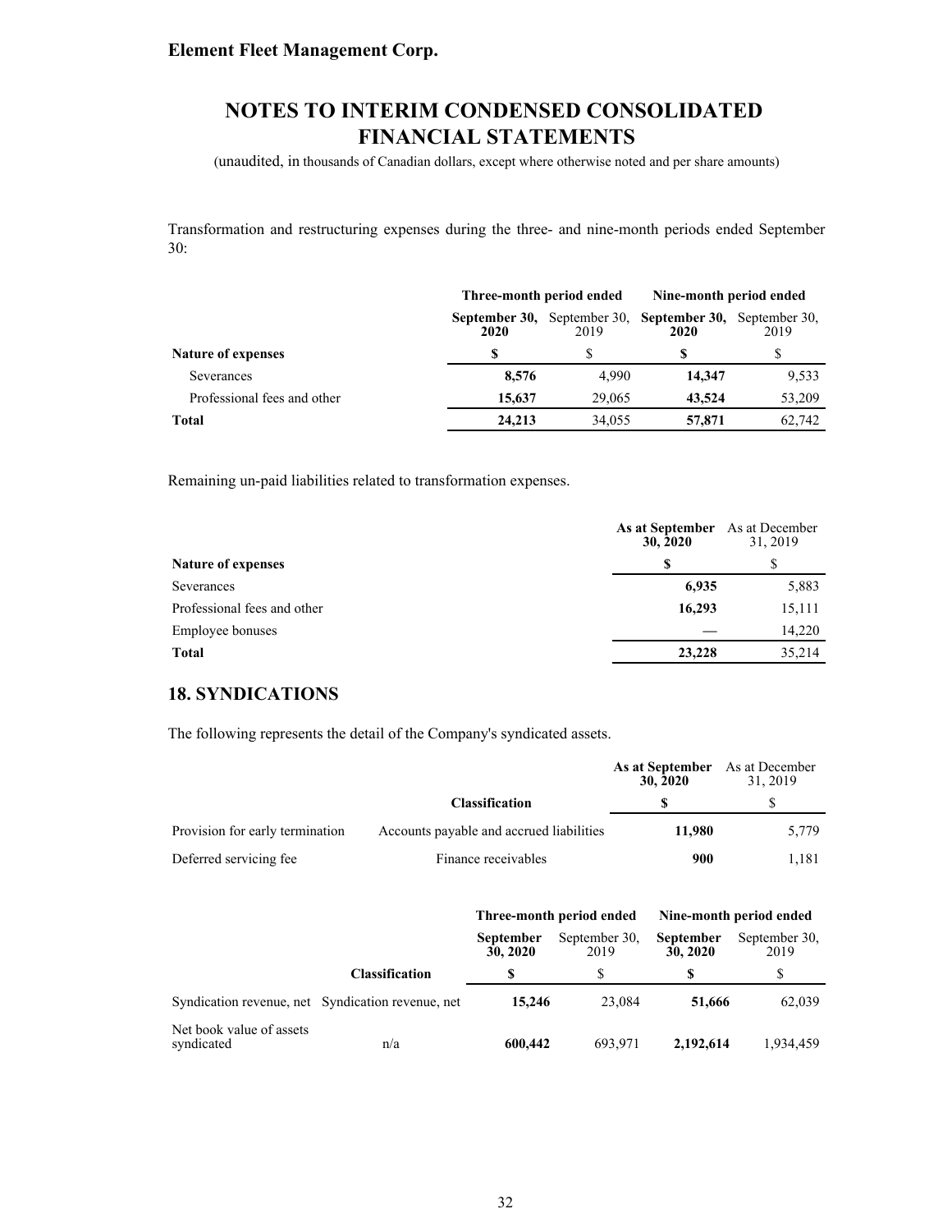Transformation and restructuring expenses during the three- and nine-month periods ended September 30:

| | Three-month period ended | | Nine-month period ended | |
|---|---|---|---|---|
| | **September 30, 2020** | September 30, 2019 | **September 30, 2020** | September 30, 2019 |
| **Nature of expenses** | **$** | $ | **$** | $ |
| Severances | **8,576** | 4,990 | **14,347** | 9,533 |
| Professional fees and other | **15,637** | 29,065 | **43,524** | 53,209 |
| **Total** | **24,213** | 34,055 | **57,871** | 62,742 |

Remaining un-paid liabilities related to transformation expenses.

| | **As at September 30, 2020** | As at December 31, 2019 |
|---|---|---|
| **Nature of expenses** | **$** | $ |
| Severances | **6,935** | 5,883 |
| Professional fees and other | **16,293** | 15,111 |
| Employee bonuses | **—** | 14,220 |
| **Total** | **23,228** | 35,214 |

## 18. SYNDICATIONS

The following represents the detail of the Company's syndicated assets.

| | | **As at September 30, 2020** | As at December 31, 2019 |
|---|---|---|---|
| | **Classification** | **$** | $ |
| Provision for early termination | Accounts payable and accrued liabilities | **11,980** | 5,779 |
| Deferred servicing fee | Finance receivables | **900** | 1,181 |

| | | Three-month period ended | | Nine-month period ended | |
|---|---|---|---|---|---|
| | | **September 30, 2020** | September 30, 2019 | **September 30, 2020** | September 30, 2019 |
| | **Classification** | **$** | $ | **$** | $ |
| Syndication revenue, net | Syndication revenue, net | **15,246** | 23,084 | **51,666** | 62,039 |
| Net book value of assets syndicated | n/a | **600,442** | 693,971 | **2,192,614** | 1,934,459 |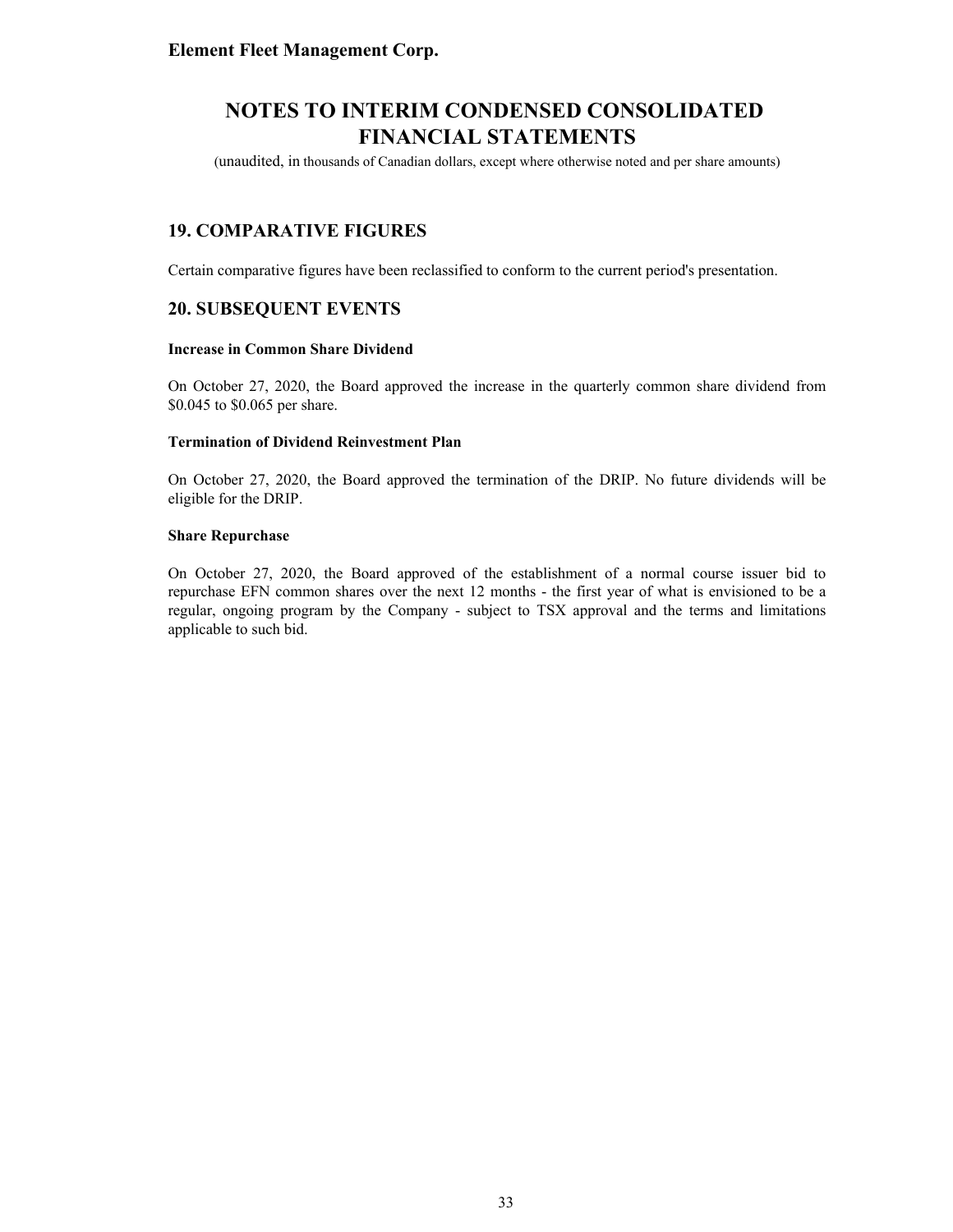# NOTES TO INTERIM CONDENSED CONSOLIDATED FINANCIAL STATEMENTS

(unaudited, in thousands of Canadian dollars, except where otherwise noted and per share amounts)

## 19. COMPARATIVE FIGURES

Certain comparative figures have been reclassified to conform to the current period's presentation.

## 20. SUBSEQUENT EVENTS

**Increase in Common Share Dividend**

On October 27, 2020, the Board approved the increase in the quarterly common share dividend from $0.045 to $0.065 per share.

**Termination of Dividend Reinvestment Plan**

On October 27, 2020, the Board approved the termination of the DRIP. No future dividends will be eligible for the DRIP.

**Share Repurchase**

On October 27, 2020, the Board approved of the establishment of a normal course issuer bid to repurchase EFN common shares over the next 12 months - the first year of what is envisioned to be a regular, ongoing program by the Company - subject to TSX approval and the terms and limitations applicable to such bid.